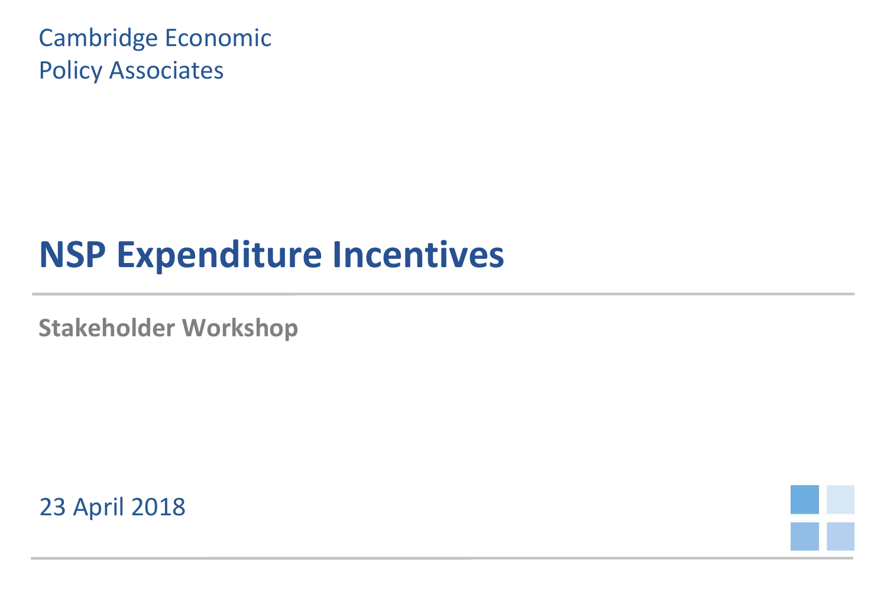Cambridge Economic
Policy Associates

# NSP Expenditure Incentives

## Stakeholder Workshop

23 April 2018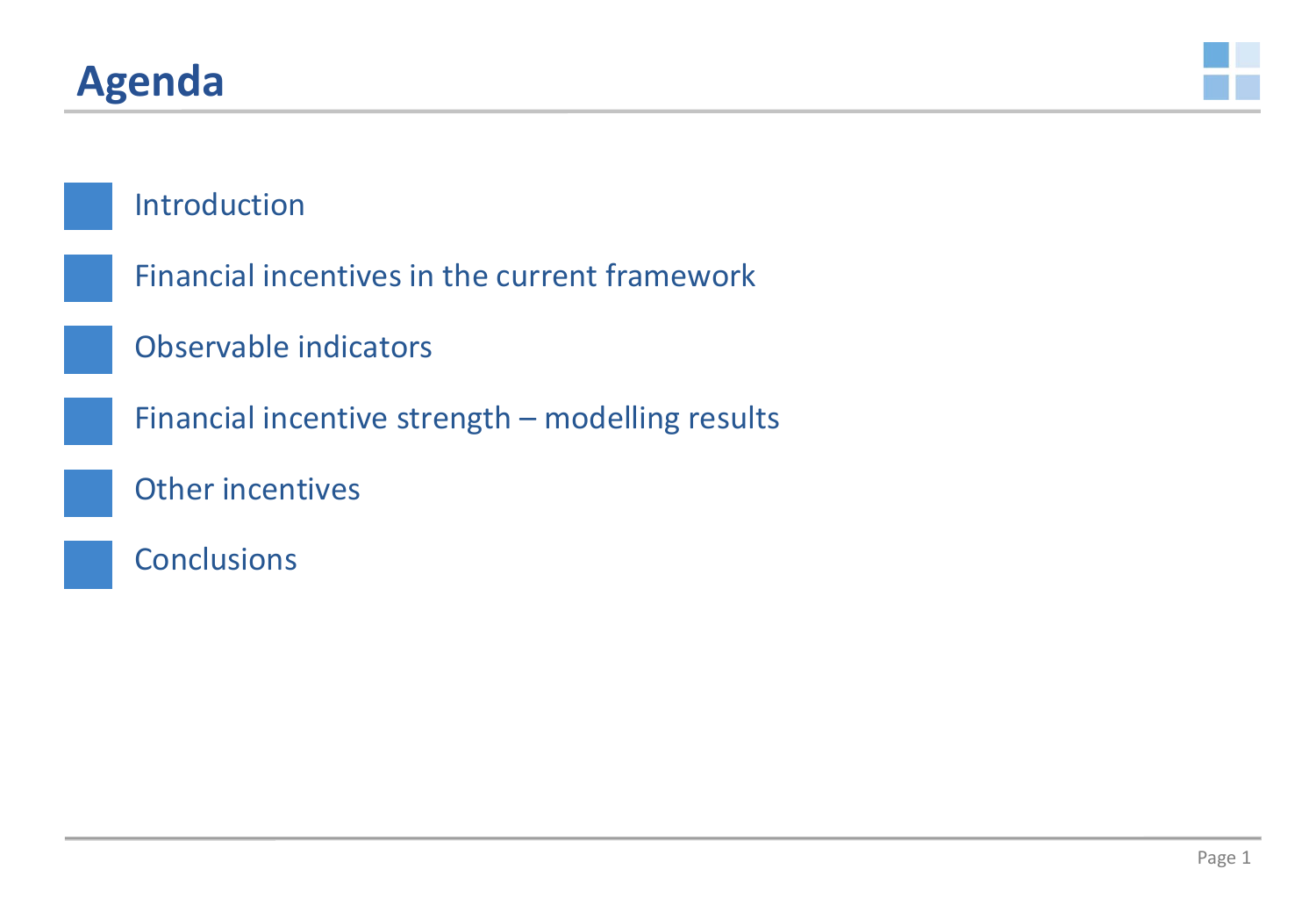# Agenda

- Introduction
- Financial incentives in the current framework
- Observable indicators
- Financial incentive strength – modelling results
- Other incentives
- Conclusions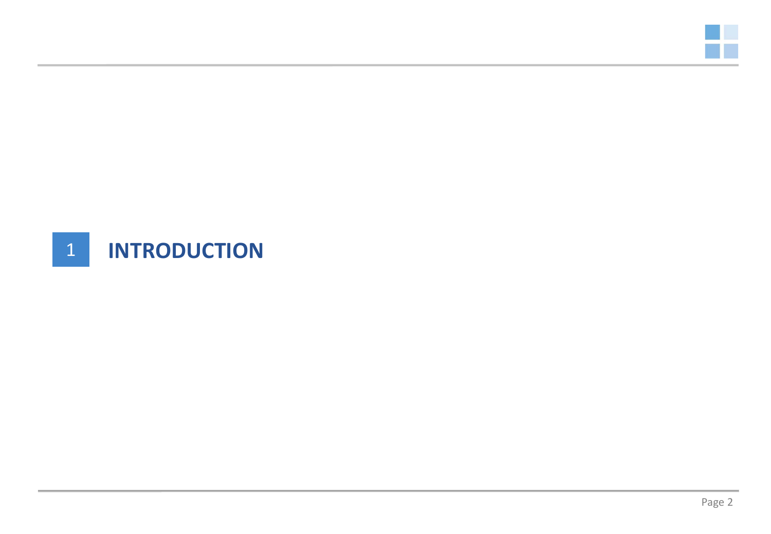# 1 INTRODUCTION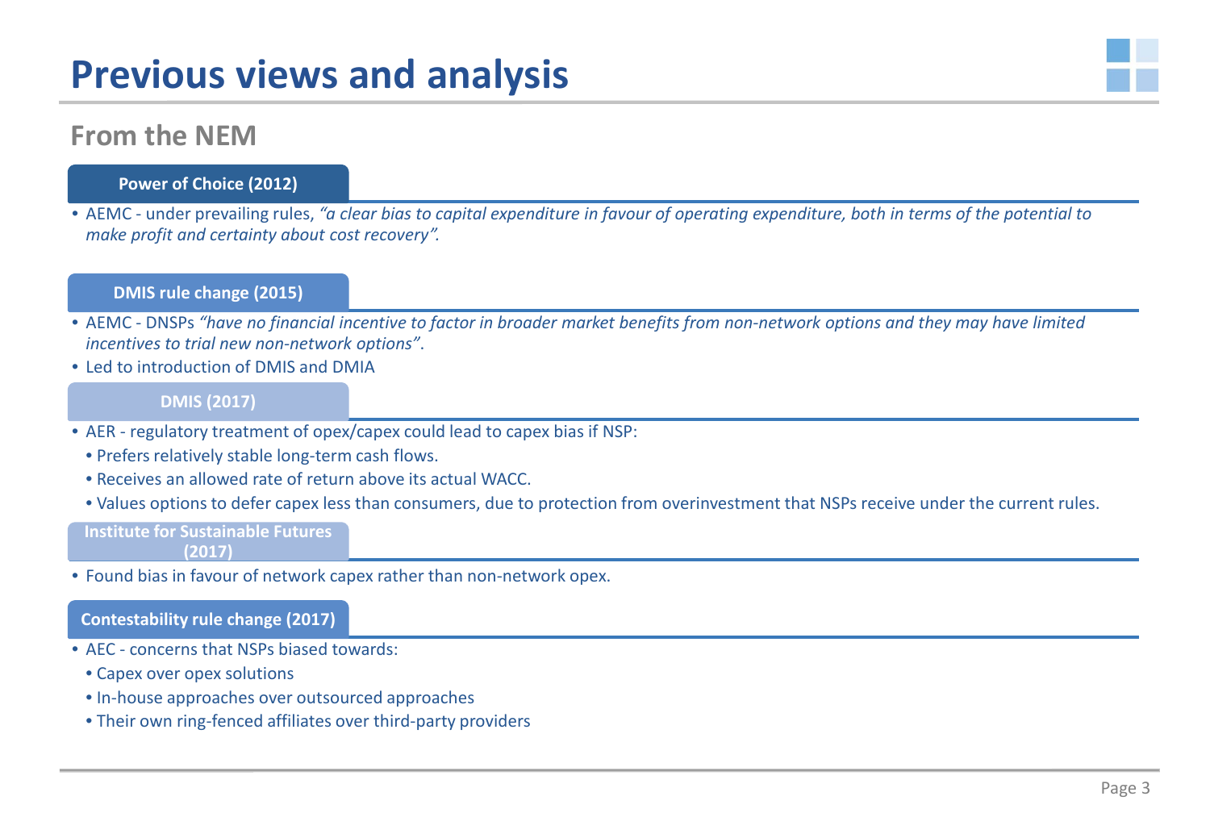# Previous views and analysis

## From the NEM

### Power of Choice (2012)

- AEMC - under prevailing rules, *"a clear bias to capital expenditure in favour of operating expenditure, both in terms of the potential to make profit and certainty about cost recovery".*

### DMIS rule change (2015)

- AEMC - DNSPs *"have no financial incentive to factor in broader market benefits from non-network options and they may have limited incentives to trial new non-network options"*.
- Led to introduction of DMIS and DMIA

### DMIS (2017)

- AER - regulatory treatment of opex/capex could lead to capex bias if NSP:
  - Prefers relatively stable long-term cash flows.
  - Receives an allowed rate of return above its actual WACC.
  - Values options to defer capex less than consumers, due to protection from overinvestment that NSPs receive under the current rules.

### Institute for Sustainable Futures (2017)

- Found bias in favour of network capex rather than non-network opex.

### Contestability rule change (2017)

- AEC - concerns that NSPs biased towards:
  - Capex over opex solutions
  - In-house approaches over outsourced approaches
  - Their own ring-fenced affiliates over third-party providers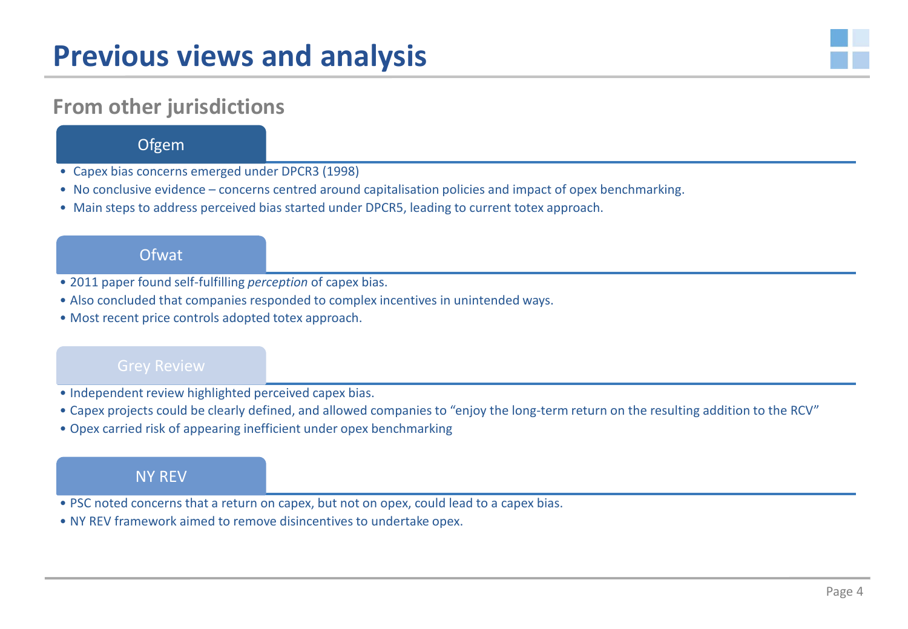# Previous views and analysis

## From other jurisdictions

### Ofgem

- Capex bias concerns emerged under DPCR3 (1998)
- No conclusive evidence – concerns centred around capitalisation policies and impact of opex benchmarking.
- Main steps to address perceived bias started under DPCR5, leading to current totex approach.

### Ofwat

- 2011 paper found self-fulfilling *perception* of capex bias.
- Also concluded that companies responded to complex incentives in unintended ways.
- Most recent price controls adopted totex approach.

### Grey Review

- Independent review highlighted perceived capex bias.
- Capex projects could be clearly defined, and allowed companies to "enjoy the long-term return on the resulting addition to the RCV"
- Opex carried risk of appearing inefficient under opex benchmarking

### NY REV

- PSC noted concerns that a return on capex, but not on opex, could lead to a capex bias.
- NY REV framework aimed to remove disincentives to undertake opex.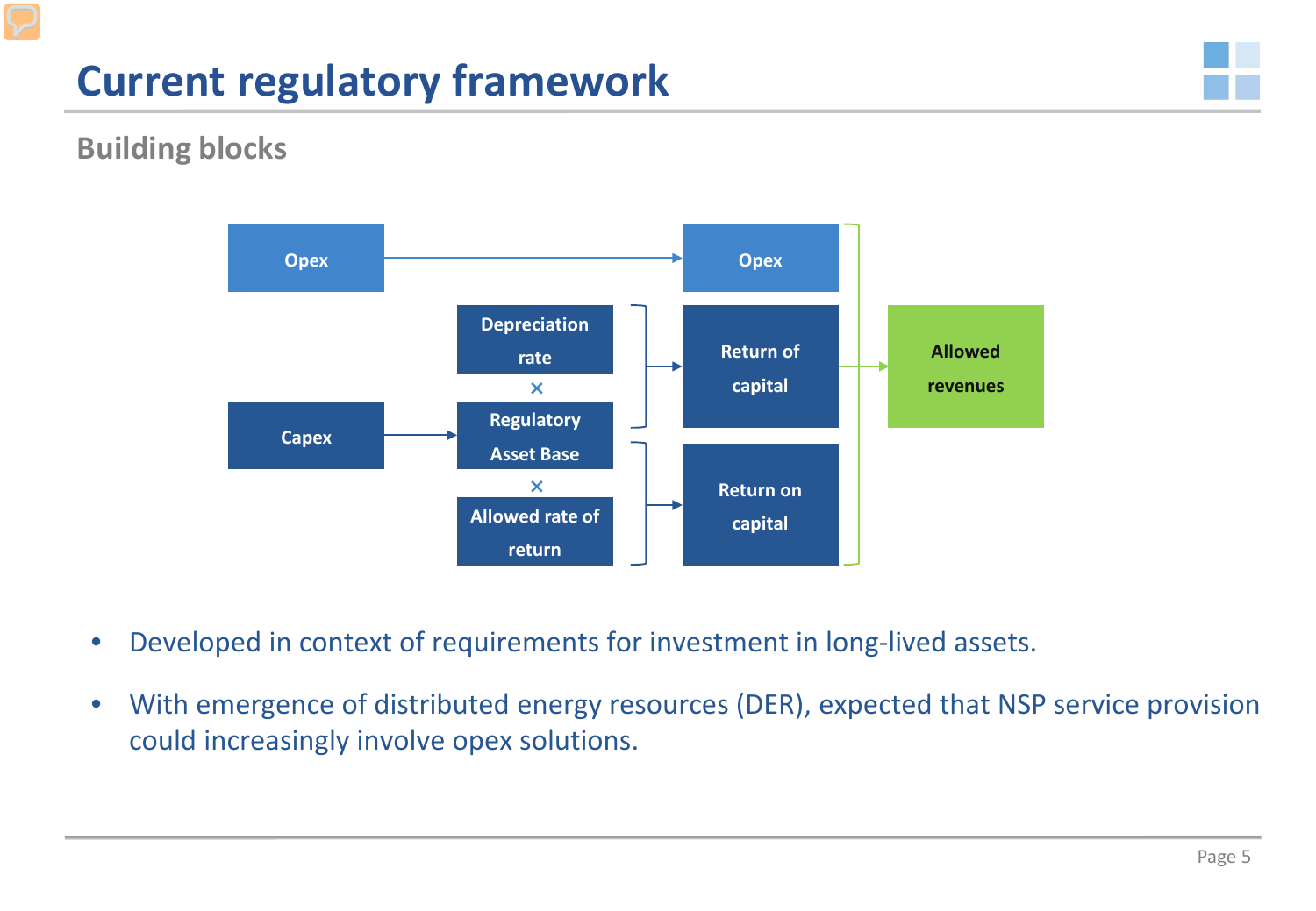# Current regulatory framework

## Building blocks

Opex → Opex

Depreciation rate × Regulatory Asset Base → Return of capital

Capex → Regulatory Asset Base

Regulatory Asset Base × Allowed rate of return → Return on capital

Opex + Return of capital + Return on capital → Allowed revenues

- Developed in context of requirements for investment in long-lived assets.
- With emergence of distributed energy resources (DER), expected that NSP service provision could increasingly involve opex solutions.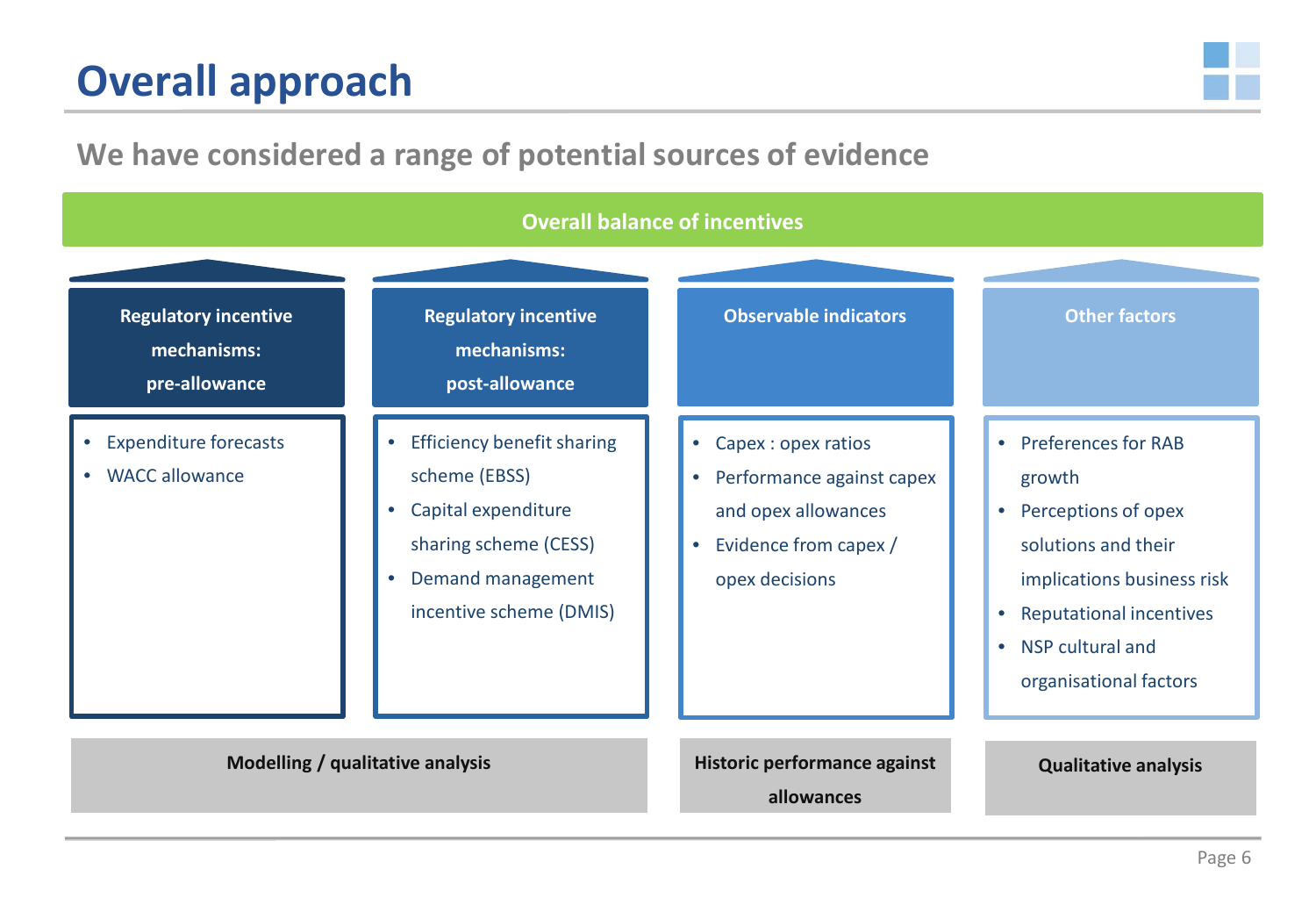# Overall approach

## We have considered a range of potential sources of evidence

**Overall balance of incentives**

| Regulatory incentive mechanisms: pre-allowance | Regulatory incentive mechanisms: post-allowance | Observable indicators | Other factors |
| --- | --- | --- | --- |
| • Expenditure forecasts<br>• WACC allowance | • Efficiency benefit sharing scheme (EBSS)<br>• Capital expenditure sharing scheme (CESS)<br>• Demand management incentive scheme (DMIS) | • Capex : opex ratios<br>• Performance against capex and opex allowances<br>• Evidence from capex / opex decisions | • Preferences for RAB growth<br>• Perceptions of opex solutions and their implications business risk<br>• Reputational incentives<br>• NSP cultural and organisational factors |
| **Modelling / qualitative analysis** | | **Historic performance against allowances** | **Qualitative analysis** |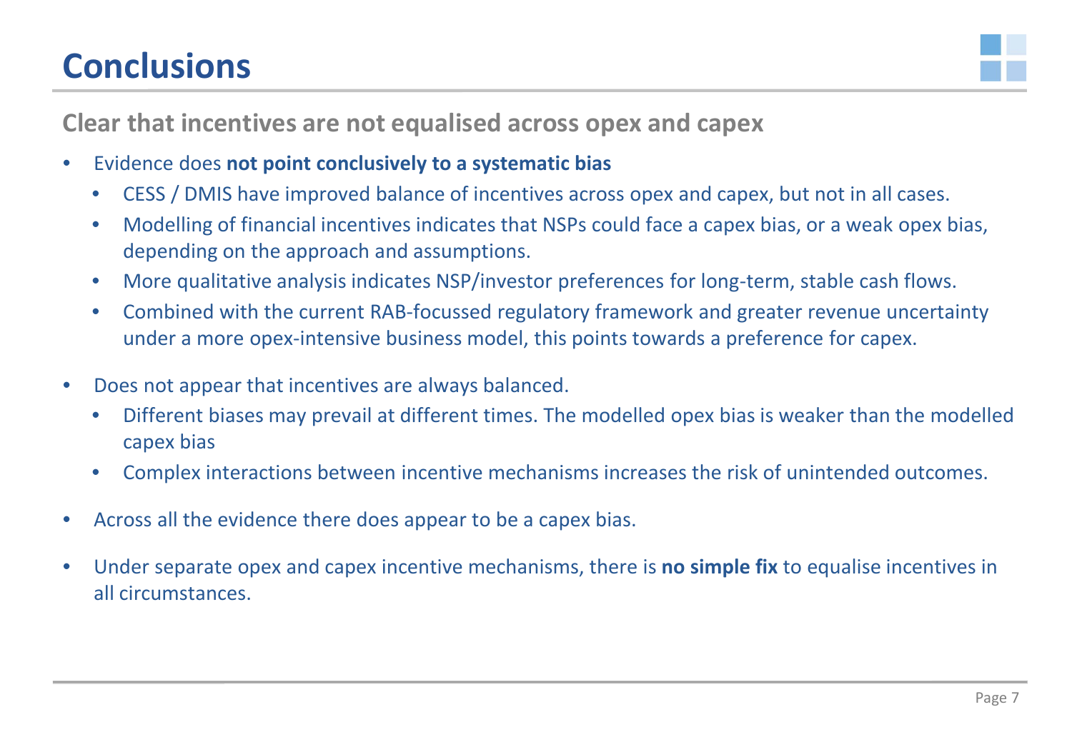# Conclusions

## Clear that incentives are not equalised across opex and capex

- Evidence does **not point conclusively to a systematic bias**
  - CESS / DMIS have improved balance of incentives across opex and capex, but not in all cases.
  - Modelling of financial incentives indicates that NSPs could face a capex bias, or a weak opex bias, depending on the approach and assumptions.
  - More qualitative analysis indicates NSP/investor preferences for long-term, stable cash flows.
  - Combined with the current RAB-focussed regulatory framework and greater revenue uncertainty under a more opex-intensive business model, this points towards a preference for capex.
- Does not appear that incentives are always balanced.
  - Different biases may prevail at different times. The modelled opex bias is weaker than the modelled capex bias
  - Complex interactions between incentive mechanisms increases the risk of unintended outcomes.
- Across all the evidence there does appear to be a capex bias.
- Under separate opex and capex incentive mechanisms, there is **no simple fix** to equalise incentives in all circumstances.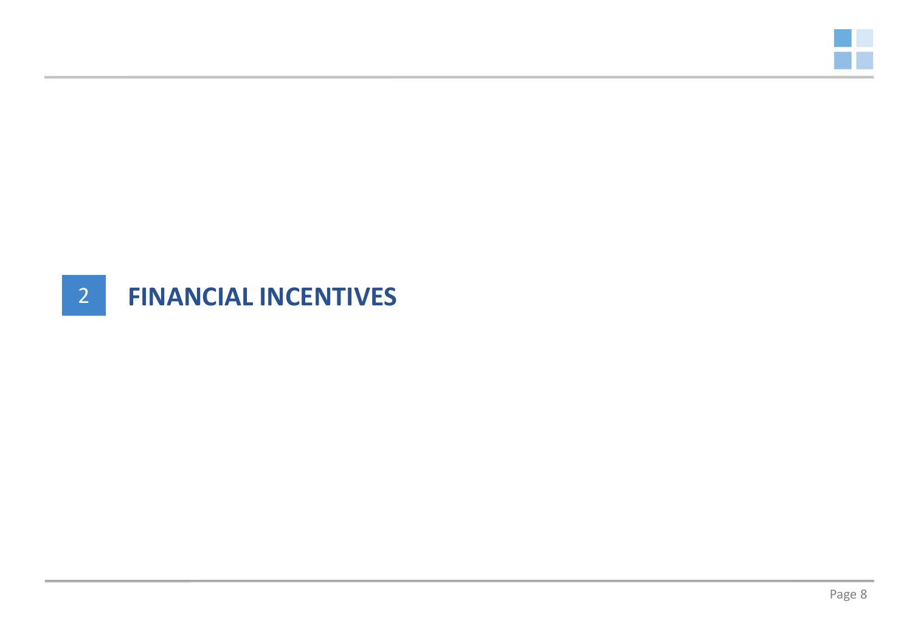# 2 FINANCIAL INCENTIVES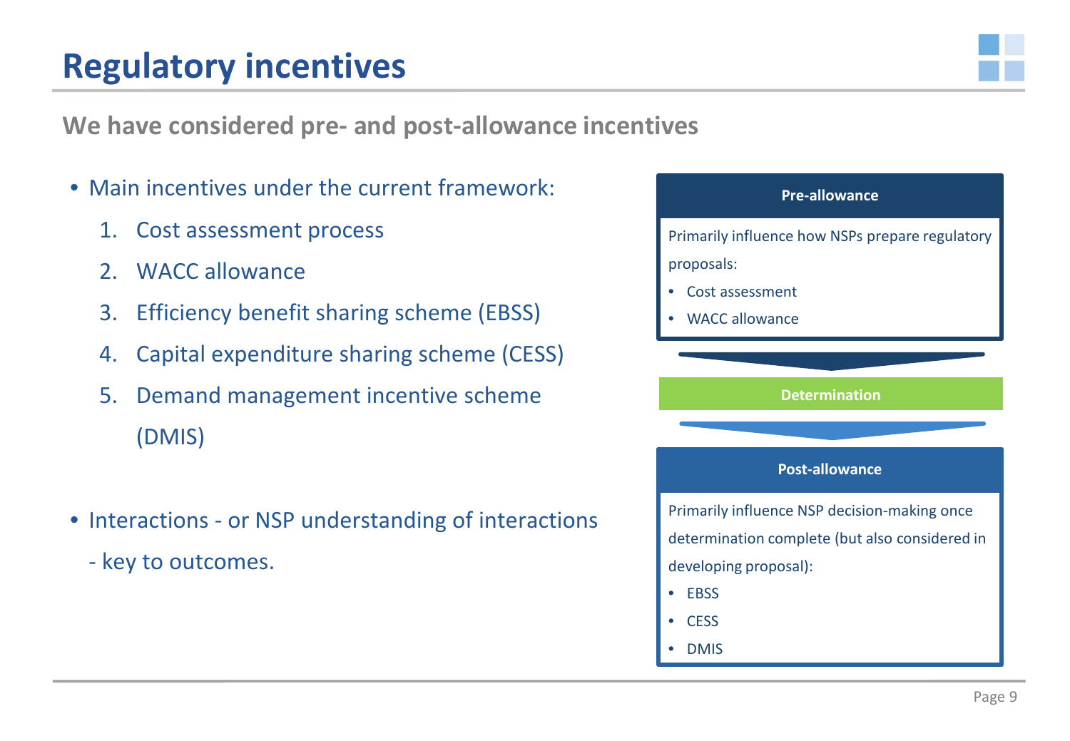# Regulatory incentives

## We have considered pre- and post-allowance incentives

- Main incentives under the current framework:
  1. Cost assessment process
  2. WACC allowance
  3. Efficiency benefit sharing scheme (EBSS)
  4. Capital expenditure sharing scheme (CESS)
  5. Demand management incentive scheme (DMIS)

- Interactions - or NSP understanding of interactions - key to outcomes.

**Pre-allowance**

Primarily influence how NSPs prepare regulatory proposals:

- Cost assessment
- WACC allowance

**Determination**

**Post-allowance**

Primarily influence NSP decision-making once determination complete (but also considered in developing proposal):

- EBSS
- CESS
- DMIS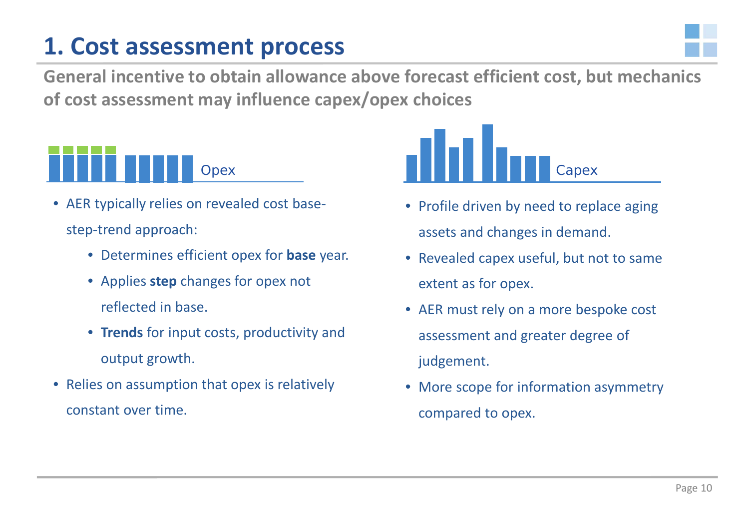# 1. Cost assessment process

**General incentive to obtain allowance above forecast efficient cost, but mechanics of cost assessment may influence capex/opex choices**

Opex

- AER typically relies on revealed cost base-step-trend approach:
  - Determines efficient opex for **base** year.
  - Applies **step** changes for opex not reflected in base.
  - **Trends** for input costs, productivity and output growth.
- Relies on assumption that opex is relatively constant over time.

Capex

- Profile driven by need to replace aging assets and changes in demand.
- Revealed capex useful, but not to same extent as for opex.
- AER must rely on a more bespoke cost assessment and greater degree of judgement.
- More scope for information asymmetry compared to opex.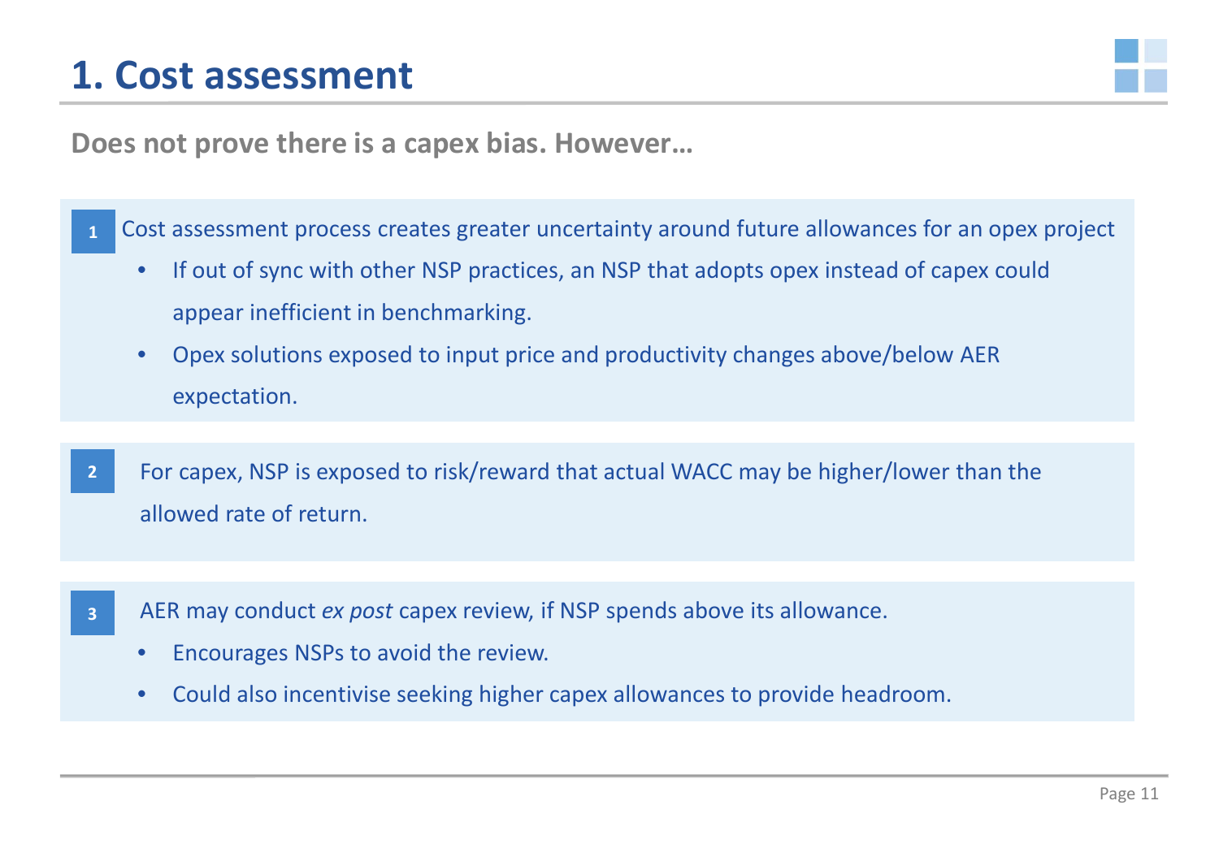# 1. Cost assessment

**Does not prove there is a capex bias. However…**

1. Cost assessment process creates greater uncertainty around future allowances for an opex project
   - If out of sync with other NSP practices, an NSP that adopts opex instead of capex could appear inefficient in benchmarking.
   - Opex solutions exposed to input price and productivity changes above/below AER expectation.

2. For capex, NSP is exposed to risk/reward that actual WACC may be higher/lower than the allowed rate of return.

3. AER may conduct *ex post* capex review, if NSP spends above its allowance.
   - Encourages NSPs to avoid the review.
   - Could also incentivise seeking higher capex allowances to provide headroom.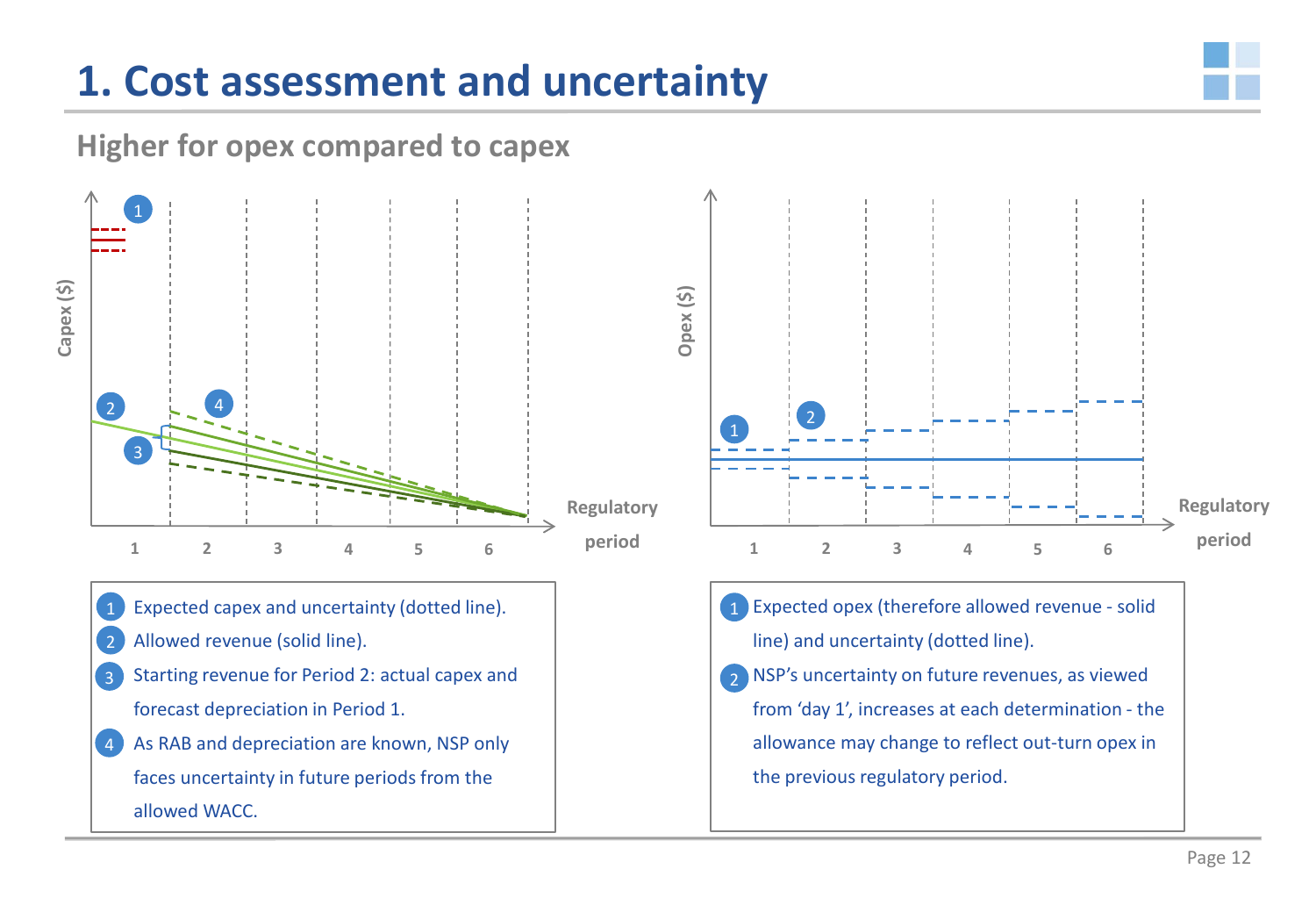# 1. Cost assessment and uncertainty

## Higher for opex compared to capex

1. Expected capex and uncertainty (dotted line).
2. Allowed revenue (solid line).
3. Starting revenue for Period 2: actual capex and forecast depreciation in Period 1.
4. As RAB and depreciation are known, NSP only faces uncertainty in future periods from the allowed WACC.

1. Expected opex (therefore allowed revenue - solid line) and uncertainty (dotted line).
2. NSP's uncertainty on future revenues, as viewed from 'day 1', increases at each determination - the allowance may change to reflect out-turn opex in the previous regulatory period.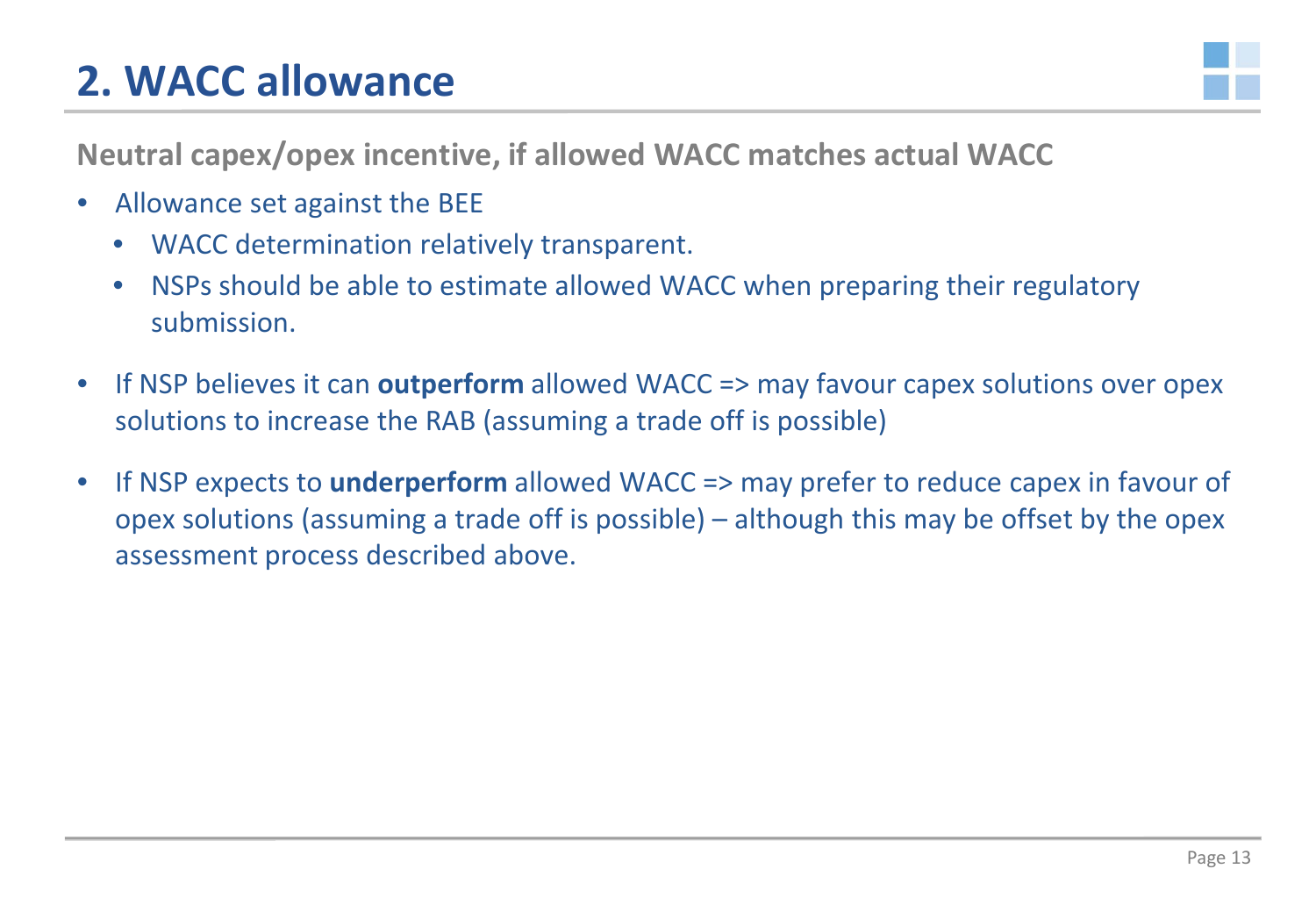# 2. WACC allowance

**Neutral capex/opex incentive, if allowed WACC matches actual WACC**

- Allowance set against the BEE
  - WACC determination relatively transparent.
  - NSPs should be able to estimate allowed WACC when preparing their regulatory submission.
- If NSP believes it can **outperform** allowed WACC => may favour capex solutions over opex solutions to increase the RAB (assuming a trade off is possible)
- If NSP expects to **underperform** allowed WACC => may prefer to reduce capex in favour of opex solutions (assuming a trade off is possible) – although this may be offset by the opex assessment process described above.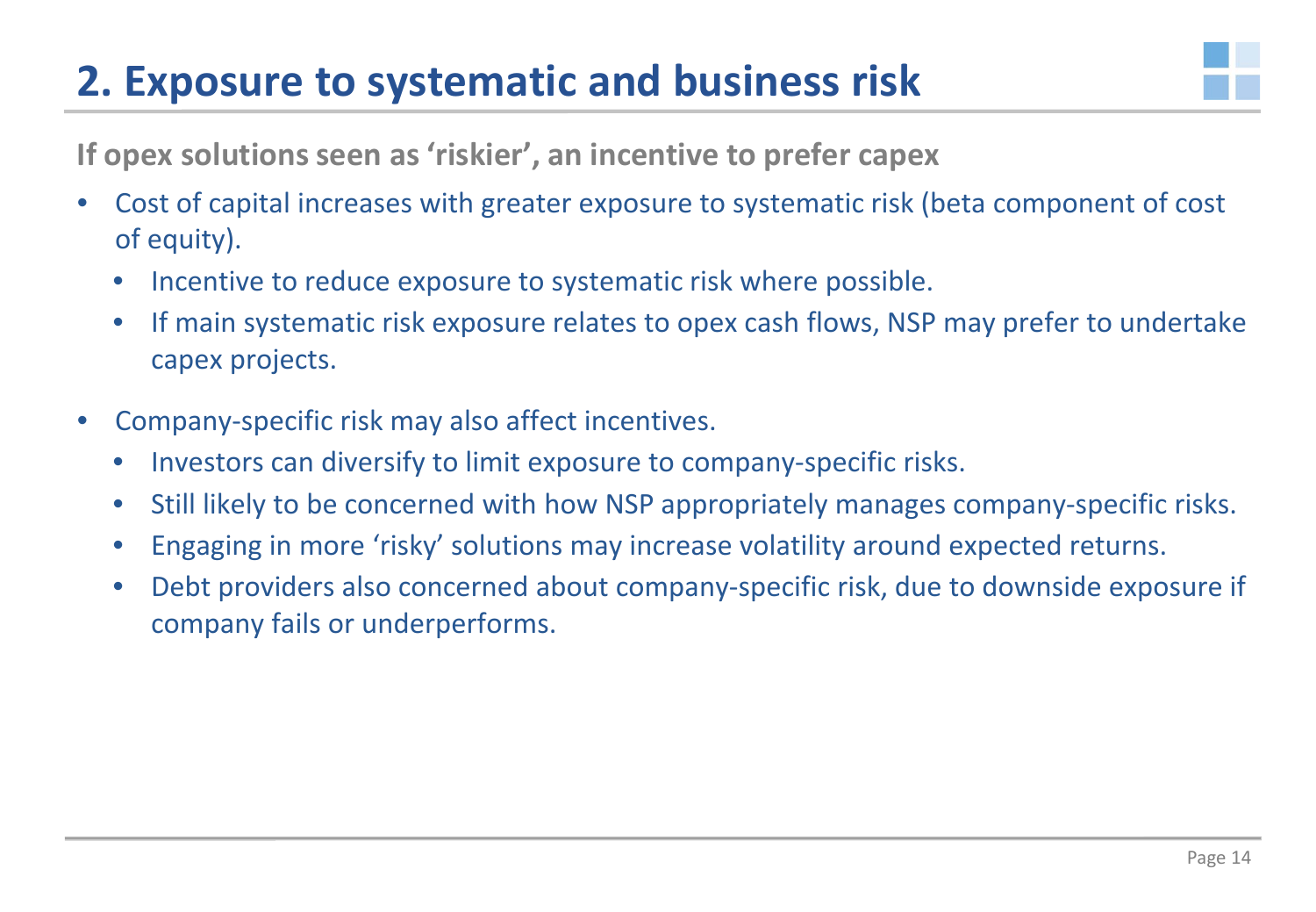# 2. Exposure to systematic and business risk

**If opex solutions seen as 'riskier', an incentive to prefer capex**

- Cost of capital increases with greater exposure to systematic risk (beta component of cost of equity).
  - Incentive to reduce exposure to systematic risk where possible.
  - If main systematic risk exposure relates to opex cash flows, NSP may prefer to undertake capex projects.
- Company-specific risk may also affect incentives.
  - Investors can diversify to limit exposure to company-specific risks.
  - Still likely to be concerned with how NSP appropriately manages company-specific risks.
  - Engaging in more 'risky' solutions may increase volatility around expected returns.
  - Debt providers also concerned about company-specific risk, due to downside exposure if company fails or underperforms.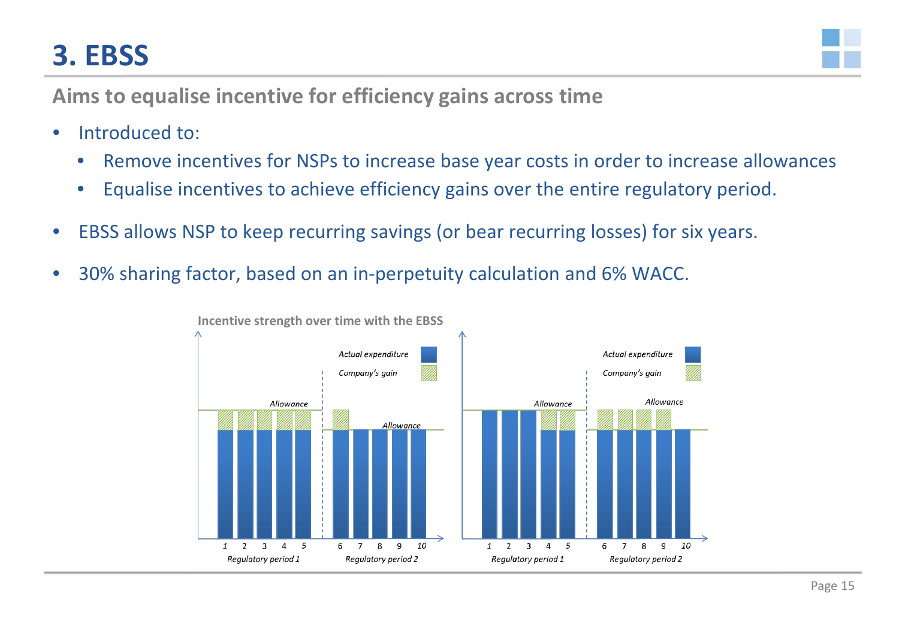# 3. EBSS

## Aims to equalise incentive for efficiency gains across time

- Introduced to:
  - Remove incentives for NSPs to increase base year costs in order to increase allowances
  - Equalise incentives to achieve efficiency gains over the entire regulatory period.
- EBSS allows NSP to keep recurring savings (or bear recurring losses) for six years.
- 30% sharing factor, based on an in-perpetuity calculation and 6% WACC.

**Incentive strength over time with the EBSS**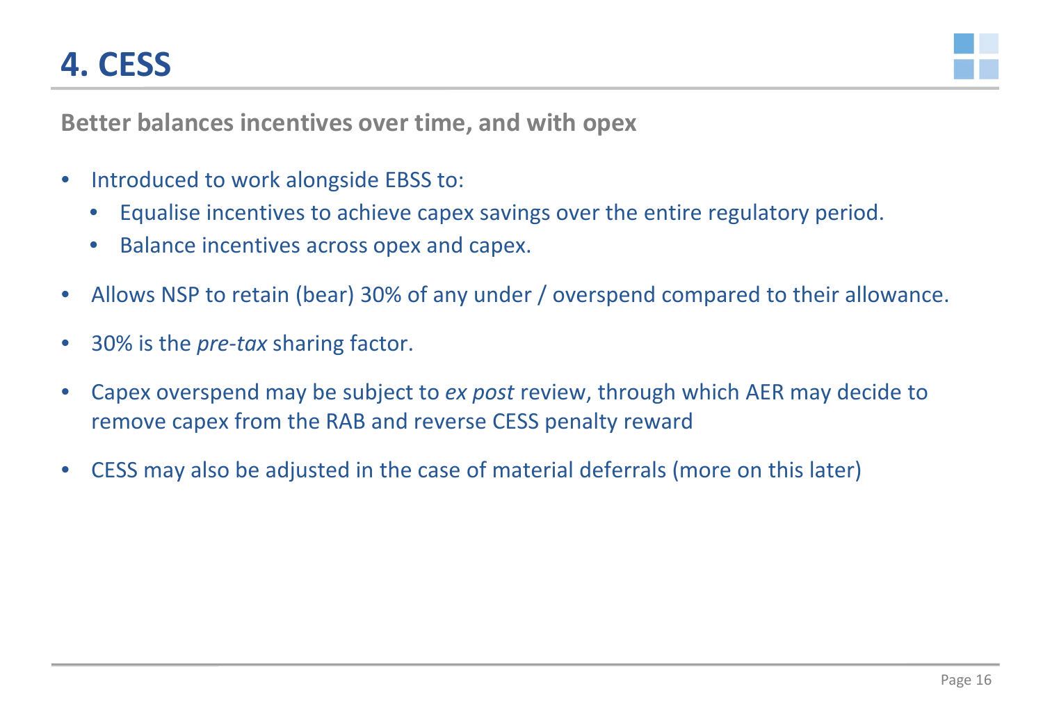# 4. CESS

**Better balances incentives over time, and with opex**

- Introduced to work alongside EBSS to:
  - Equalise incentives to achieve capex savings over the entire regulatory period.
  - Balance incentives across opex and capex.
- Allows NSP to retain (bear) 30% of any under / overspend compared to their allowance.
- 30% is the *pre-tax* sharing factor.
- Capex overspend may be subject to *ex post* review, through which AER may decide to remove capex from the RAB and reverse CESS penalty reward
- CESS may also be adjusted in the case of material deferrals (more on this later)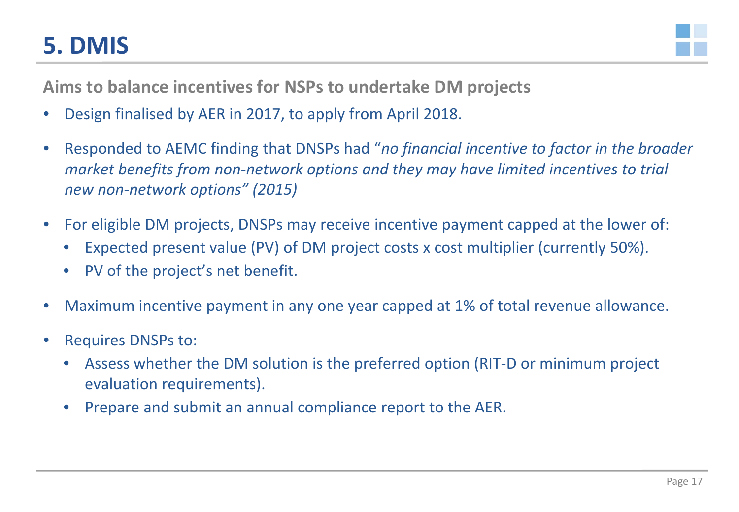# 5. DMIS

**Aims to balance incentives for NSPs to undertake DM projects**

- Design finalised by AER in 2017, to apply from April 2018.
- Responded to AEMC finding that DNSPs had "*no financial incentive to factor in the broader market benefits from non-network options and they may have limited incentives to trial new non-network options" (2015)*
- For eligible DM projects, DNSPs may receive incentive payment capped at the lower of:
  - Expected present value (PV) of DM project costs x cost multiplier (currently 50%).
  - PV of the project's net benefit.
- Maximum incentive payment in any one year capped at 1% of total revenue allowance.
- Requires DNSPs to:
  - Assess whether the DM solution is the preferred option (RIT-D or minimum project evaluation requirements).
  - Prepare and submit an annual compliance report to the AER.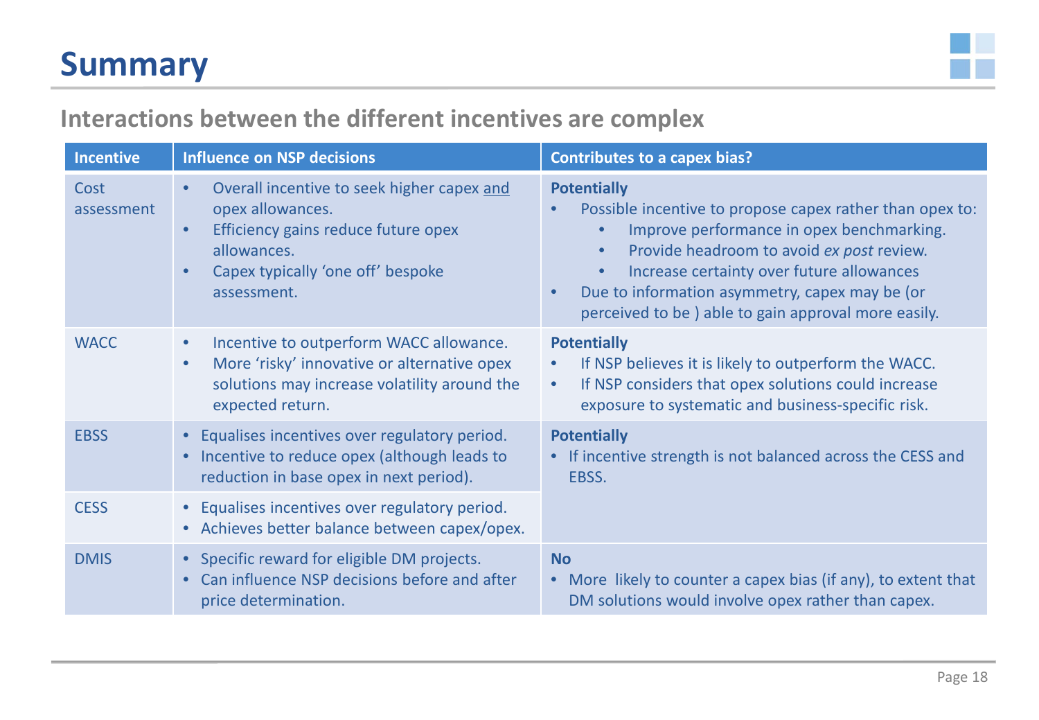# Summary

## Interactions between the different incentives are complex

| Incentive | Influence on NSP decisions | Contributes to a capex bias? |
|---|---|---|
| Cost assessment | • Overall incentive to seek higher capex and opex allowances.<br>• Efficiency gains reduce future opex allowances.<br>• Capex typically 'one off' bespoke assessment. | **Potentially**<br>• Possible incentive to propose capex rather than opex to:<br>  • Improve performance in opex benchmarking.<br>  • Provide headroom to avoid *ex post* review.<br>  • Increase certainty over future allowances<br>• Due to information asymmetry, capex may be (or perceived to be ) able to gain approval more easily. |
| WACC | • Incentive to outperform WACC allowance.<br>• More 'risky' innovative or alternative opex solutions may increase volatility around the expected return. | **Potentially**<br>• If NSP believes it is likely to outperform the WACC.<br>• If NSP considers that opex solutions could increase exposure to systematic and business-specific risk. |
| EBSS | • Equalises incentives over regulatory period.<br>• Incentive to reduce opex (although leads to reduction in base opex in next period). | **Potentially**<br>• If incentive strength is not balanced across the CESS and EBSS. |
| CESS | • Equalises incentives over regulatory period.<br>• Achieves better balance between capex/opex. | |
| DMIS | • Specific reward for eligible DM projects.<br>• Can influence NSP decisions before and after price determination. | **No**<br>• More likely to counter a capex bias (if any), to extent that DM solutions would involve opex rather than capex. |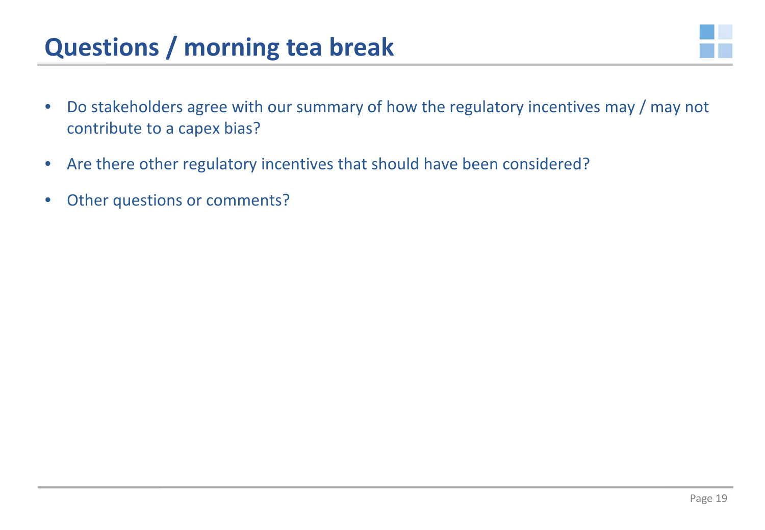# Questions / morning tea break

- Do stakeholders agree with our summary of how the regulatory incentives may / may not contribute to a capex bias?
- Are there other regulatory incentives that should have been considered?
- Other questions or comments?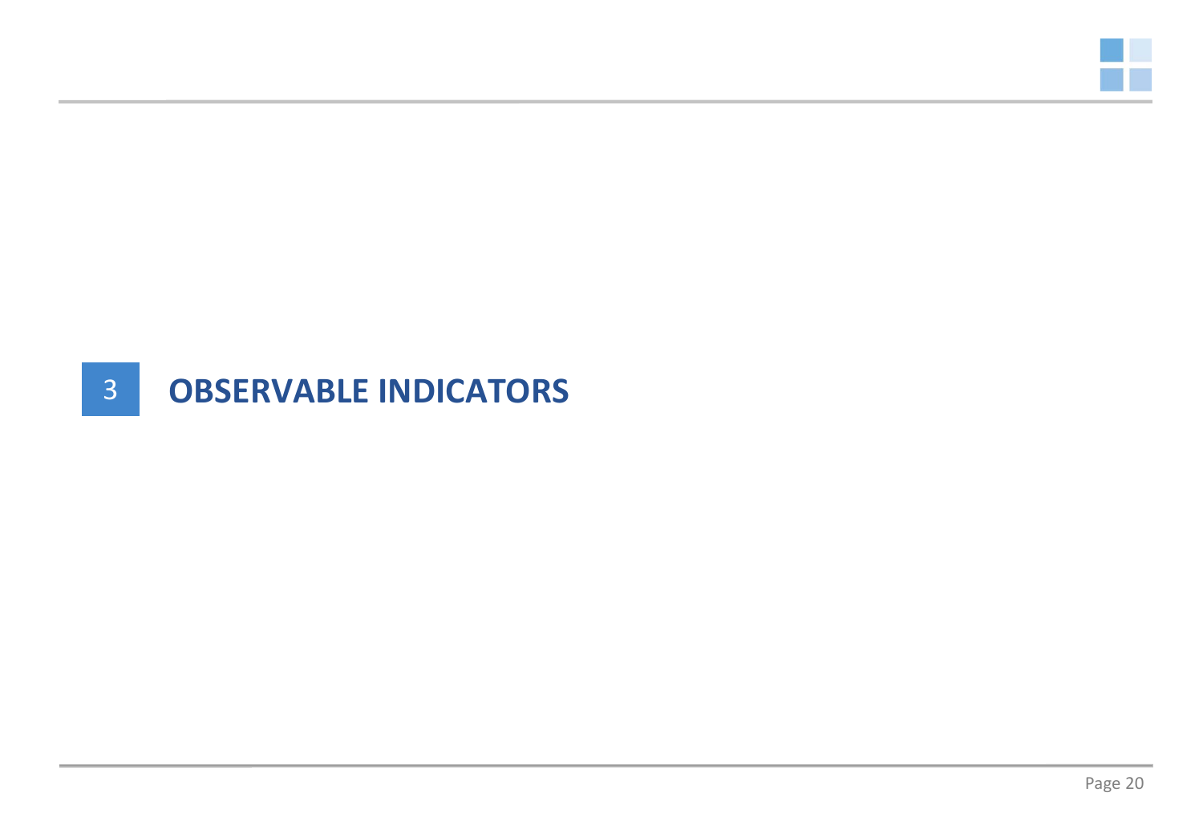# 3 OBSERVABLE INDICATORS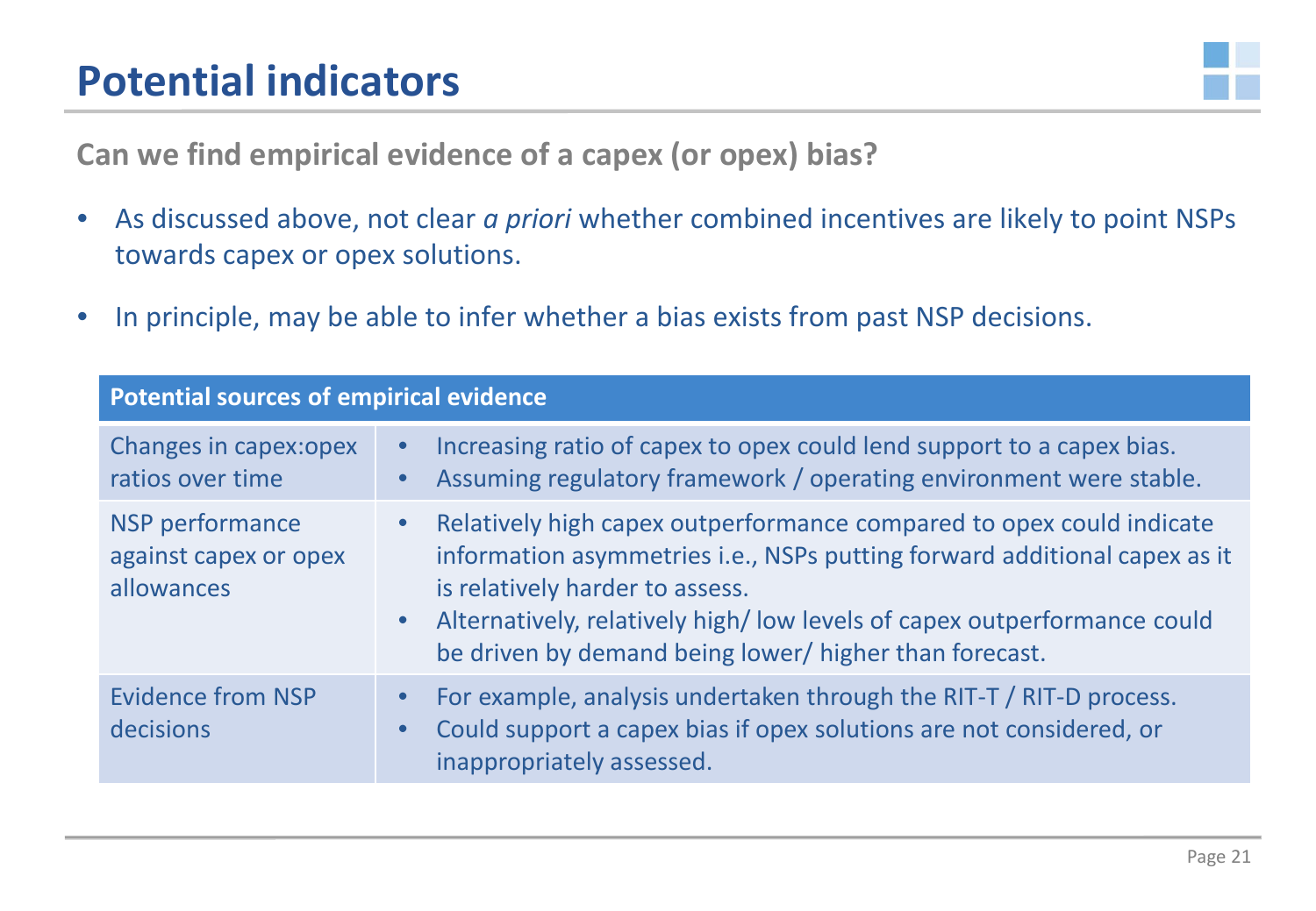# Potential indicators

**Can we find empirical evidence of a capex (or opex) bias?**

- As discussed above, not clear *a priori* whether combined incentives are likely to point NSPs towards capex or opex solutions.
- In principle, may be able to infer whether a bias exists from past NSP decisions.

| **Potential sources of empirical evidence** | |
|---|---|
| Changes in capex:opex ratios over time | • Increasing ratio of capex to opex could lend support to a capex bias.<br>• Assuming regulatory framework / operating environment were stable. |
| NSP performance against capex or opex allowances | • Relatively high capex outperformance compared to opex could indicate information asymmetries i.e., NSPs putting forward additional capex as it is relatively harder to assess.<br>• Alternatively, relatively high/ low levels of capex outperformance could be driven by demand being lower/ higher than forecast. |
| Evidence from NSP decisions | • For example, analysis undertaken through the RIT-T / RIT-D process.<br>• Could support a capex bias if opex solutions are not considered, or inappropriately assessed. |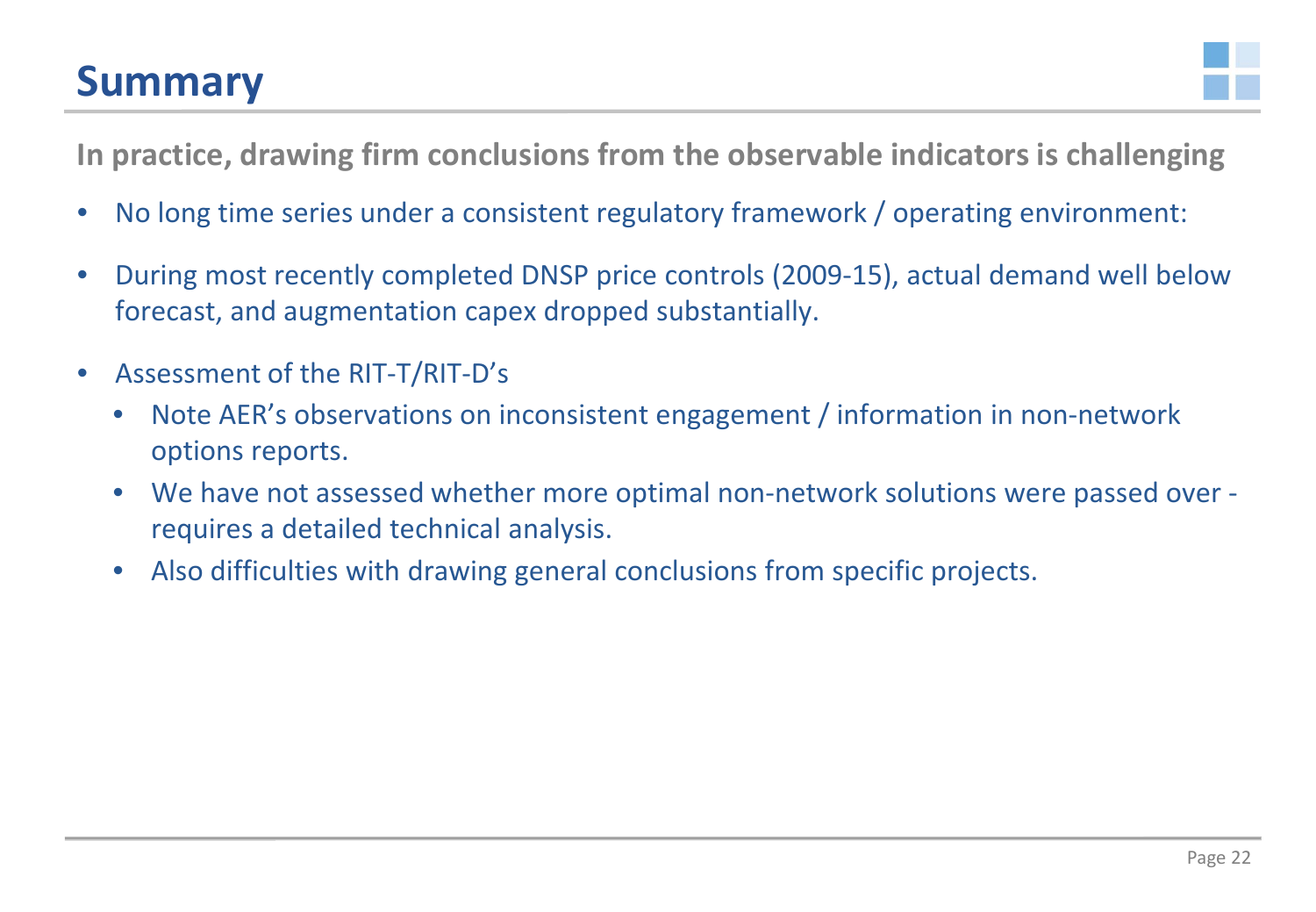# Summary

**In practice, drawing firm conclusions from the observable indicators is challenging**

- No long time series under a consistent regulatory framework / operating environment:
- During most recently completed DNSP price controls (2009-15), actual demand well below forecast, and augmentation capex dropped substantially.
- Assessment of the RIT-T/RIT-D's
  - Note AER's observations on inconsistent engagement / information in non-network options reports.
  - We have not assessed whether more optimal non-network solutions were passed over - requires a detailed technical analysis.
  - Also difficulties with drawing general conclusions from specific projects.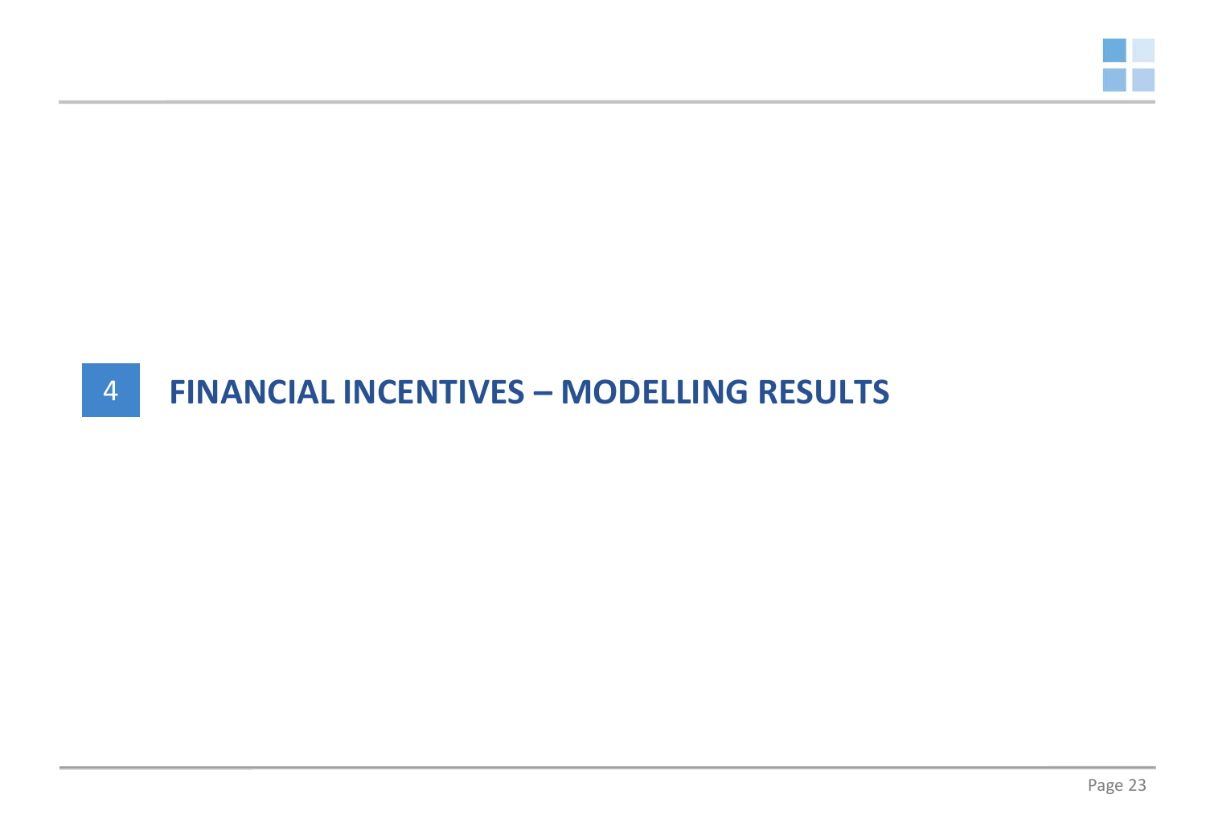# 4 FINANCIAL INCENTIVES – MODELLING RESULTS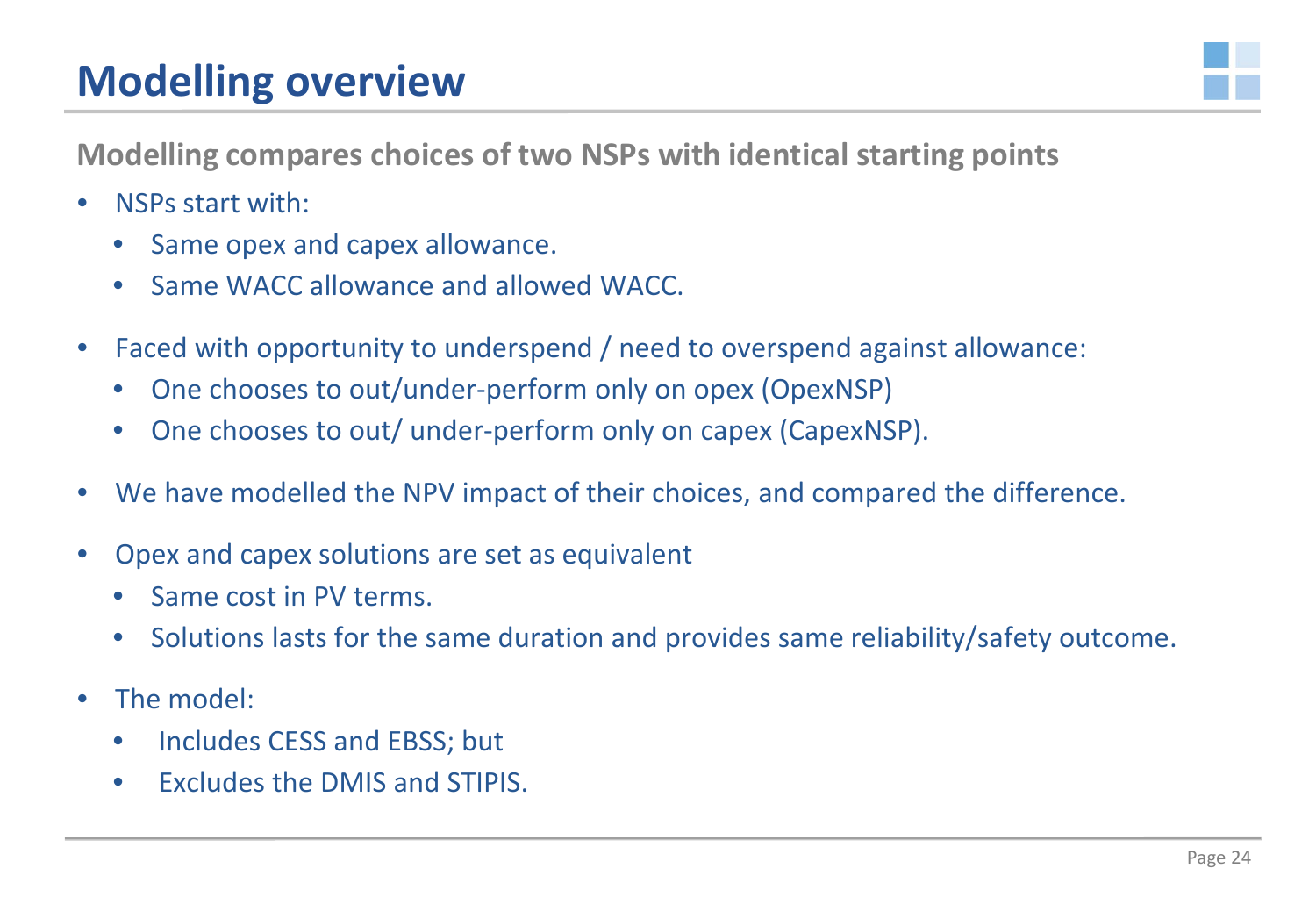# Modelling overview

**Modelling compares choices of two NSPs with identical starting points**

- NSPs start with:
  - Same opex and capex allowance.
  - Same WACC allowance and allowed WACC.
- Faced with opportunity to underspend / need to overspend against allowance:
  - One chooses to out/under-perform only on opex (OpexNSP)
  - One chooses to out/ under-perform only on capex (CapexNSP).
- We have modelled the NPV impact of their choices, and compared the difference.
- Opex and capex solutions are set as equivalent
  - Same cost in PV terms.
  - Solutions lasts for the same duration and provides same reliability/safety outcome.
- The model:
  - Includes CESS and EBSS; but
  - Excludes the DMIS and STIPIS.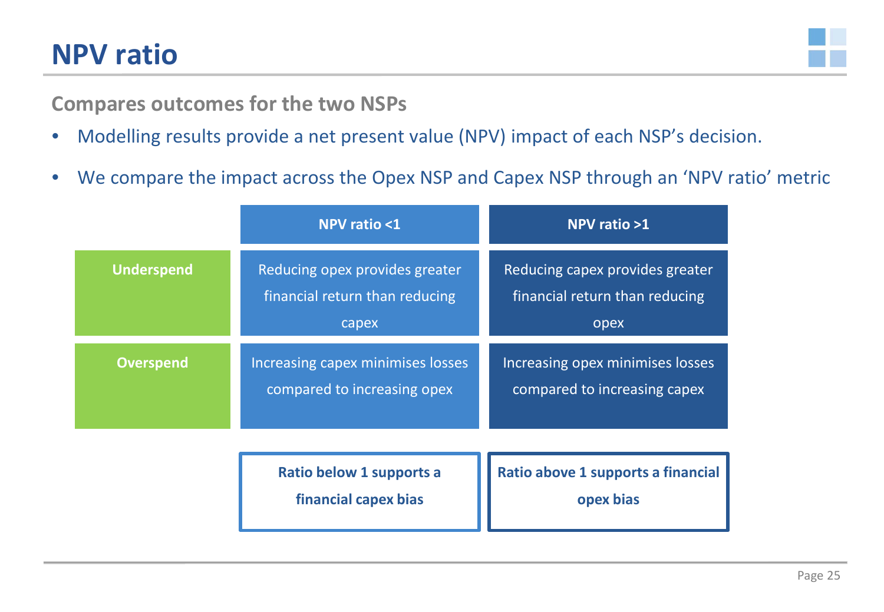# NPV ratio

**Compares outcomes for the two NSPs**

- Modelling results provide a net present value (NPV) impact of each NSP's decision.
- We compare the impact across the Opex NSP and Capex NSP through an 'NPV ratio' metric

| | NPV ratio <1 | NPV ratio >1 |
|---|---|---|
| **Underspend** | Reducing opex provides greater financial return than reducing capex | Reducing capex provides greater financial return than reducing opex |
| **Overspend** | Increasing capex minimises losses compared to increasing opex | Increasing opex minimises losses compared to increasing capex |
| | **Ratio below 1 supports a financial capex bias** | **Ratio above 1 supports a financial opex bias** |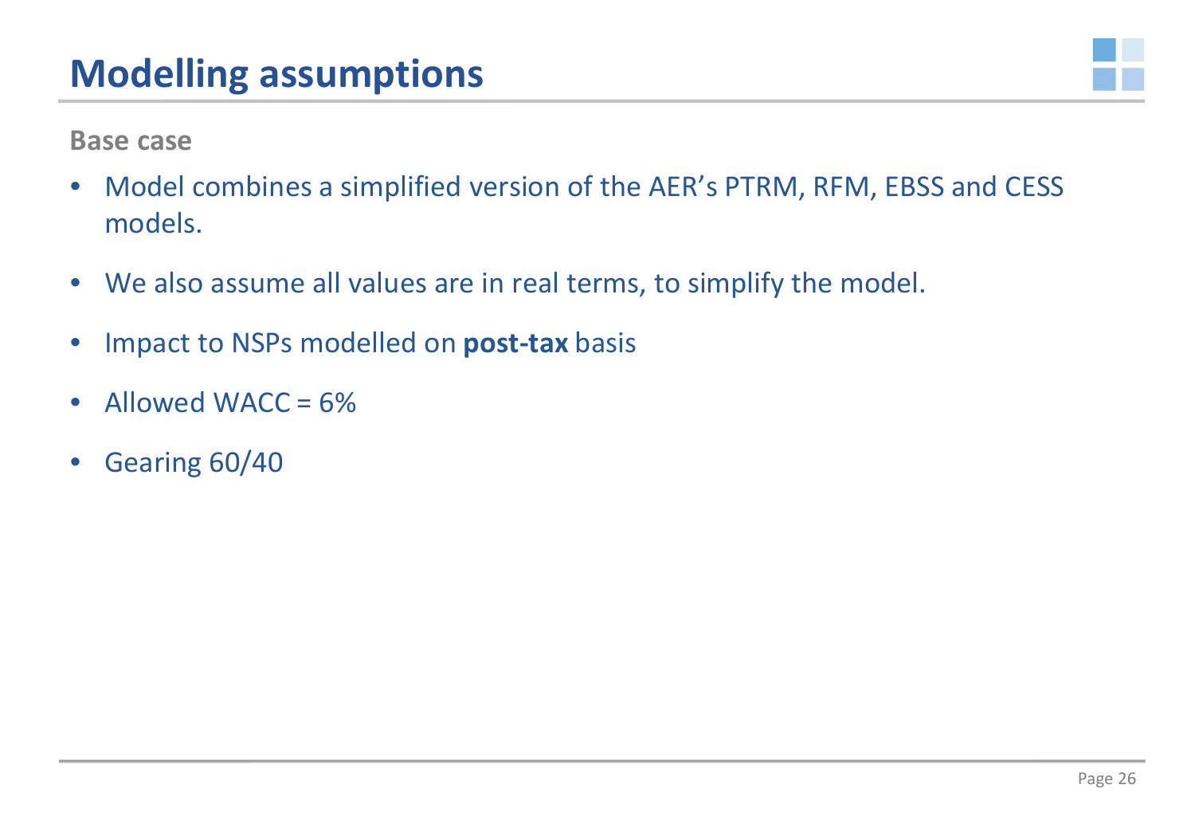# Modelling assumptions

**Base case**

- Model combines a simplified version of the AER's PTRM, RFM, EBSS and CESS models.
- We also assume all values are in real terms, to simplify the model.
- Impact to NSPs modelled on **post-tax** basis
- Allowed WACC = 6%
- Gearing 60/40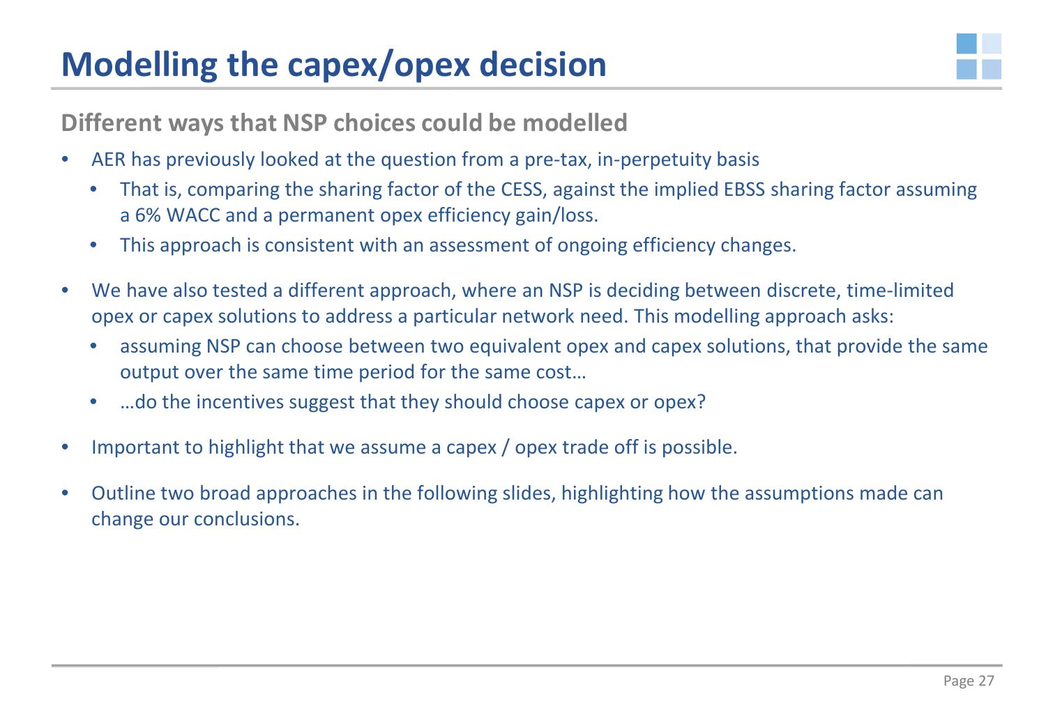# Modelling the capex/opex decision

## Different ways that NSP choices could be modelled

- AER has previously looked at the question from a pre-tax, in-perpetuity basis
  - That is, comparing the sharing factor of the CESS, against the implied EBSS sharing factor assuming a 6% WACC and a permanent opex efficiency gain/loss.
  - This approach is consistent with an assessment of ongoing efficiency changes.
- We have also tested a different approach, where an NSP is deciding between discrete, time-limited opex or capex solutions to address a particular network need. This modelling approach asks:
  - assuming NSP can choose between two equivalent opex and capex solutions, that provide the same output over the same time period for the same cost…
  - …do the incentives suggest that they should choose capex or opex?
- Important to highlight that we assume a capex / opex trade off is possible.
- Outline two broad approaches in the following slides, highlighting how the assumptions made can change our conclusions.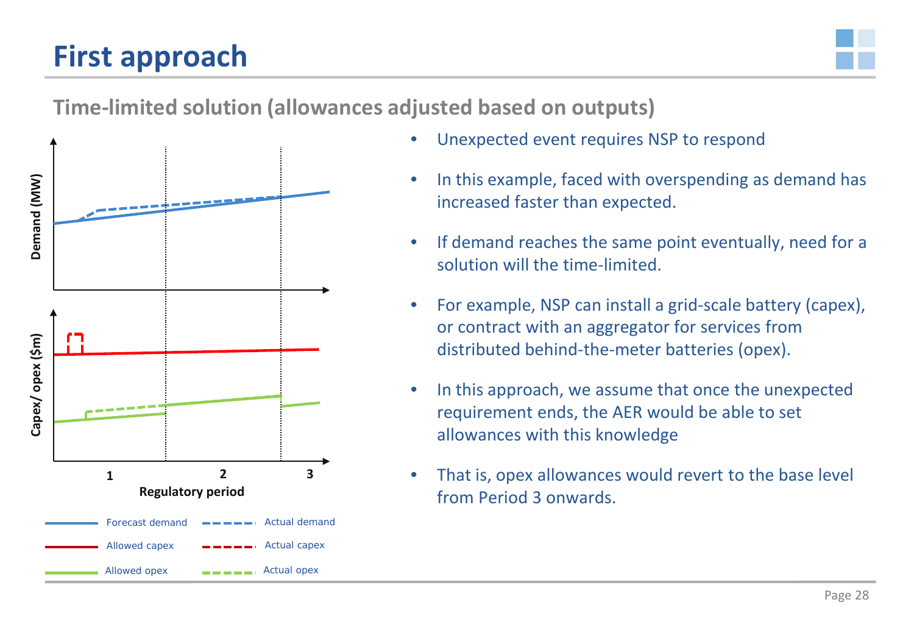# First approach

## Time-limited solution (allowances adjusted based on outputs)

Demand (MW)

Capex/ opex ($m)

1 2 3

Regulatory period

Forecast demand | Actual demand
Allowed capex | Actual capex
Allowed opex | Actual opex

- Unexpected event requires NSP to respond
- In this example, faced with overspending as demand has increased faster than expected.
- If demand reaches the same point eventually, need for a solution will the time-limited.
- For example, NSP can install a grid-scale battery (capex), or contract with an aggregator for services from distributed behind-the-meter batteries (opex).
- In this approach, we assume that once the unexpected requirement ends, the AER would be able to set allowances with this knowledge
- That is, opex allowances would revert to the base level from Period 3 onwards.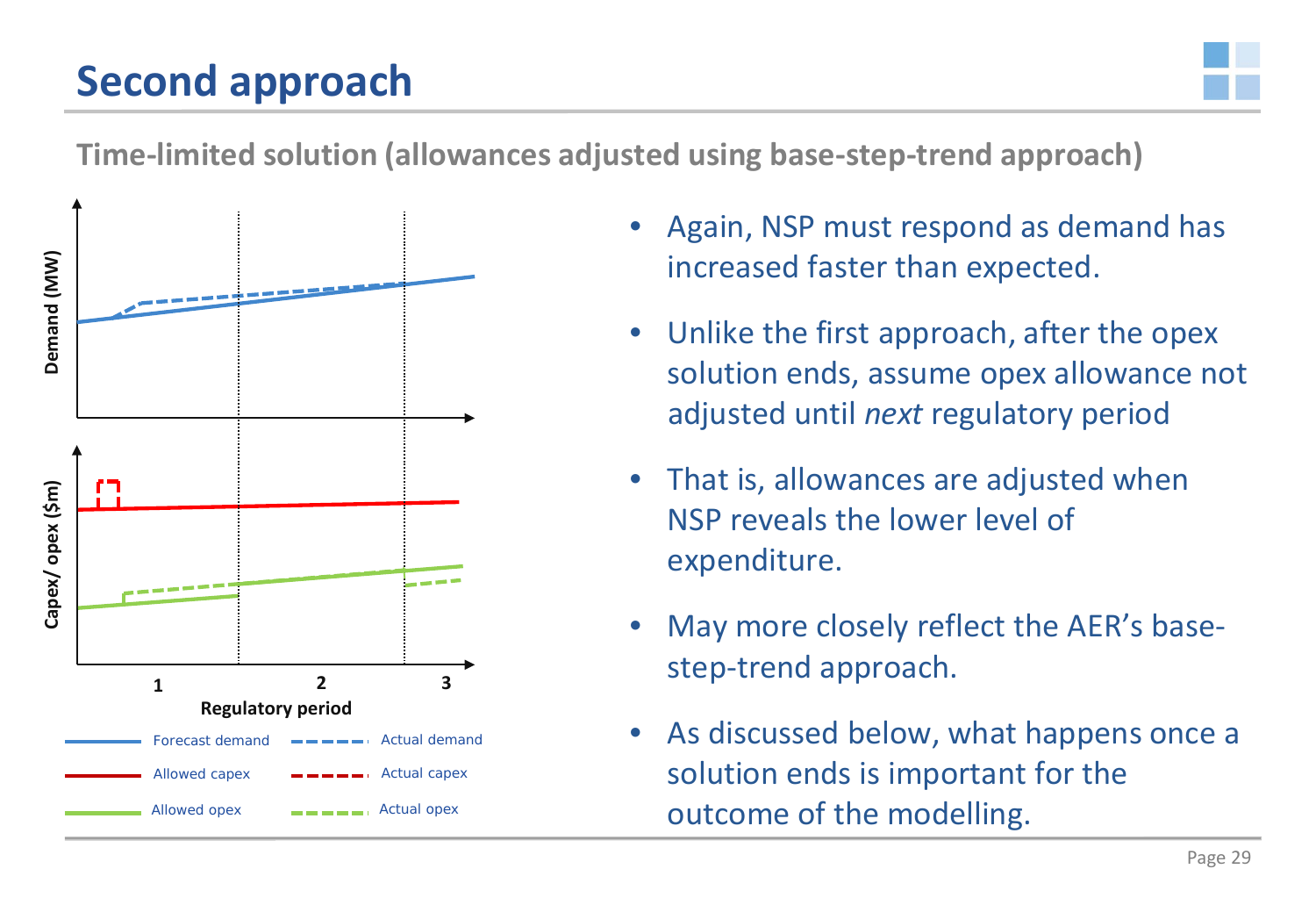# Second approach

**Time-limited solution (allowances adjusted using base-step-trend approach)**

- Again, NSP must respond as demand has increased faster than expected.
- Unlike the first approach, after the opex solution ends, assume opex allowance not adjusted until *next* regulatory period
- That is, allowances are adjusted when NSP reveals the lower level of expenditure.
- May more closely reflect the AER's base-step-trend approach.
- As discussed below, what happens once a solution ends is important for the outcome of the modelling.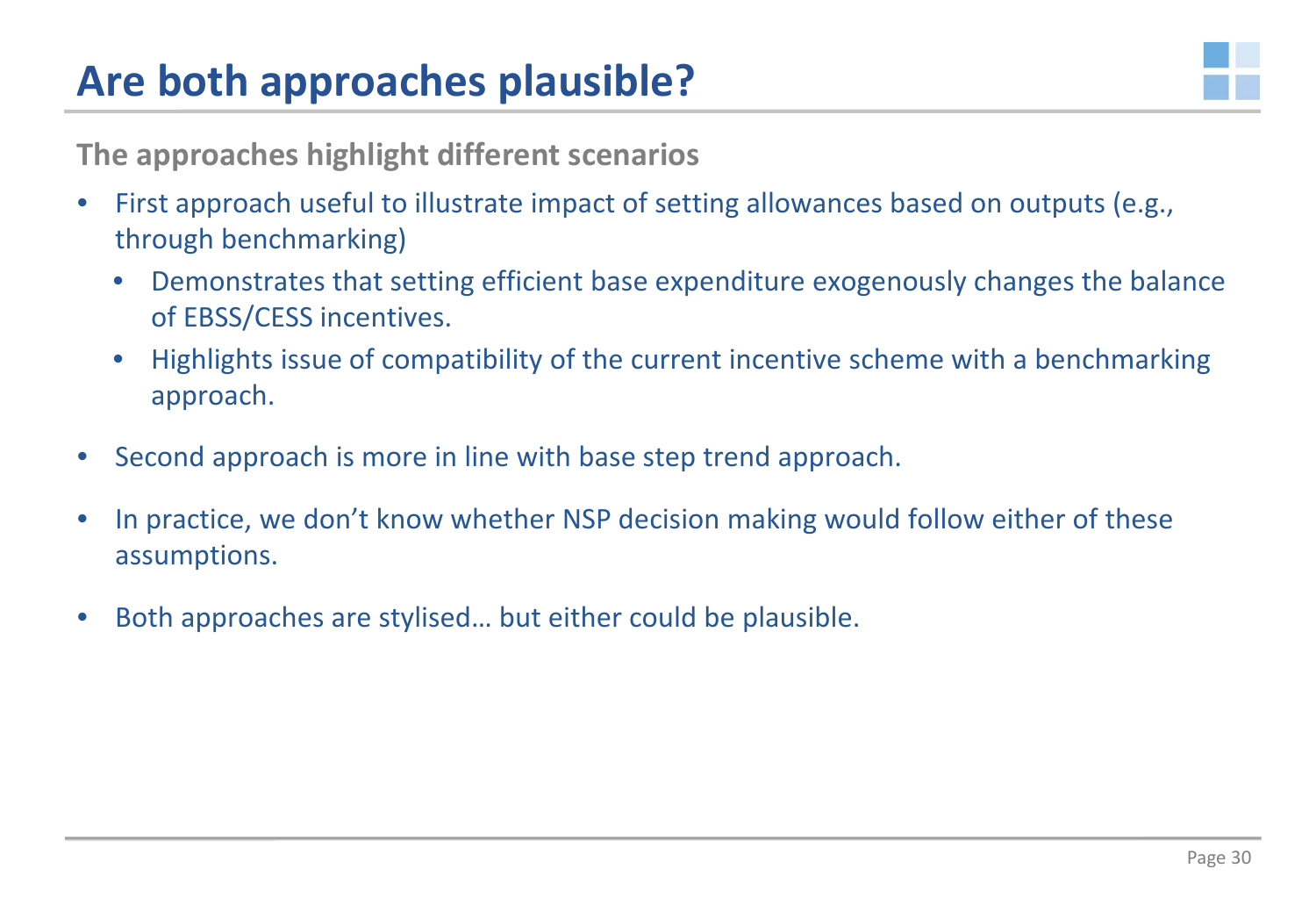# Are both approaches plausible?

**The approaches highlight different scenarios**

- First approach useful to illustrate impact of setting allowances based on outputs (e.g., through benchmarking)
  - Demonstrates that setting efficient base expenditure exogenously changes the balance of EBSS/CESS incentives.
  - Highlights issue of compatibility of the current incentive scheme with a benchmarking approach.
- Second approach is more in line with base step trend approach.
- In practice, we don't know whether NSP decision making would follow either of these assumptions.
- Both approaches are stylised… but either could be plausible.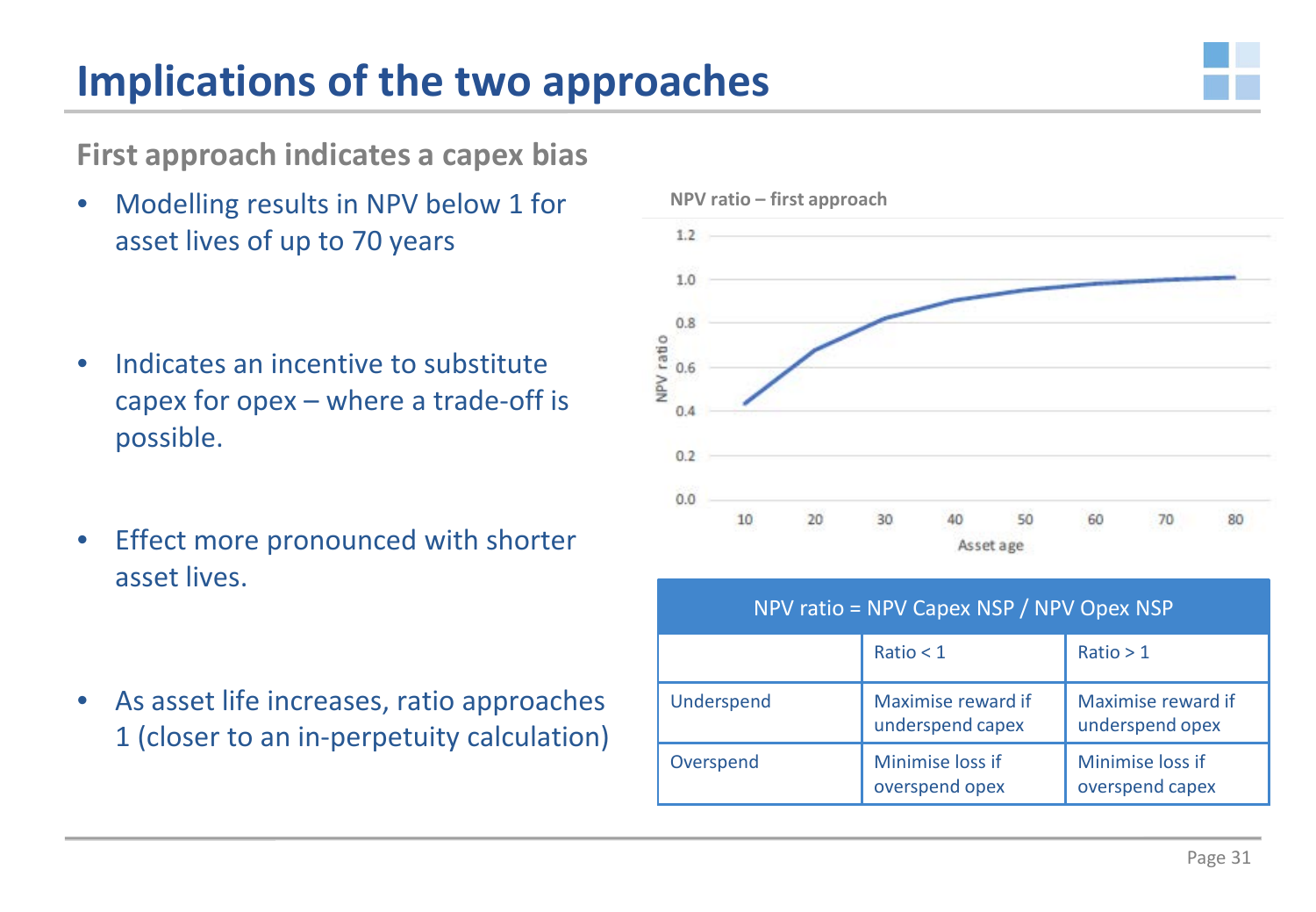# Implications of the two approaches

## First approach indicates a capex bias

- Modelling results in NPV below 1 for asset lives of up to 70 years
- Indicates an incentive to substitute capex for opex – where a trade-off is possible.
- Effect more pronounced with shorter asset lives.
- As asset life increases, ratio approaches 1 (closer to an in-perpetuity calculation)

**NPV ratio – first approach**

| NPV ratio = NPV Capex NSP / NPV Opex NSP | | |
|---|---|---|
| | Ratio < 1 | Ratio > 1 |
| Underspend | Maximise reward if underspend capex | Maximise reward if underspend opex |
| Overspend | Minimise loss if overspend opex | Minimise loss if overspend capex |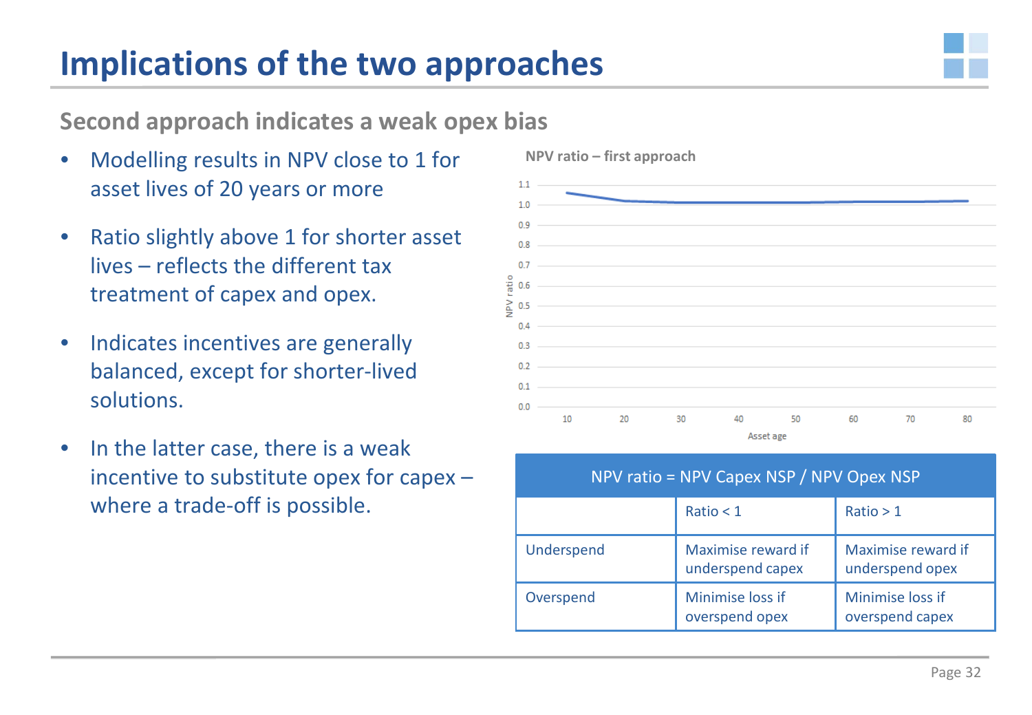# Implications of the two approaches

## Second approach indicates a weak opex bias

- Modelling results in NPV close to 1 for asset lives of 20 years or more
- Ratio slightly above 1 for shorter asset lives – reflects the different tax treatment of capex and opex.
- Indicates incentives are generally balanced, except for shorter-lived solutions.
- In the latter case, there is a weak incentive to substitute opex for capex – where a trade-off is possible.

**NPV ratio – first approach**

| NPV ratio = NPV Capex NSP / NPV Opex NSP | | |
|---|---|---|
| | Ratio < 1 | Ratio > 1 |
| Underspend | Maximise reward if underspend capex | Maximise reward if underspend opex |
| Overspend | Minimise loss if overspend opex | Minimise loss if overspend capex |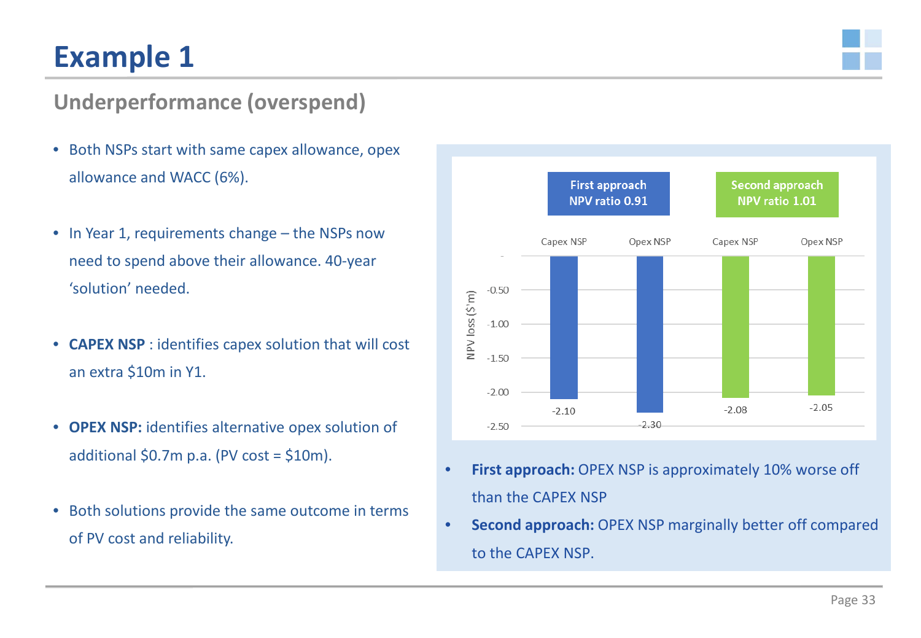# Example 1

## Underperformance (overspend)

- Both NSPs start with same capex allowance, opex allowance and WACC (6%).
- In Year 1, requirements change – the NSPs now need to spend above their allowance. 40-year 'solution' needed.
- **CAPEX NSP** : identifies capex solution that will cost an extra $10m in Y1.
- **OPEX NSP:** identifies alternative opex solution of additional $0.7m p.a. (PV cost = $10m).
- Both solutions provide the same outcome in terms of PV cost and reliability.

| NPV loss ($'m) | First approach (NPV ratio 0.91) | | Second approach (NPV ratio 1.01) | |
|---|---|---|---|---|
| | Capex NSP | Opex NSP | Capex NSP | Opex NSP |
| | -2.10 | -2.30 | -2.08 | -2.05 |

- **First approach:** OPEX NSP is approximately 10% worse off than the CAPEX NSP
- **Second approach:** OPEX NSP marginally better off compared to the CAPEX NSP.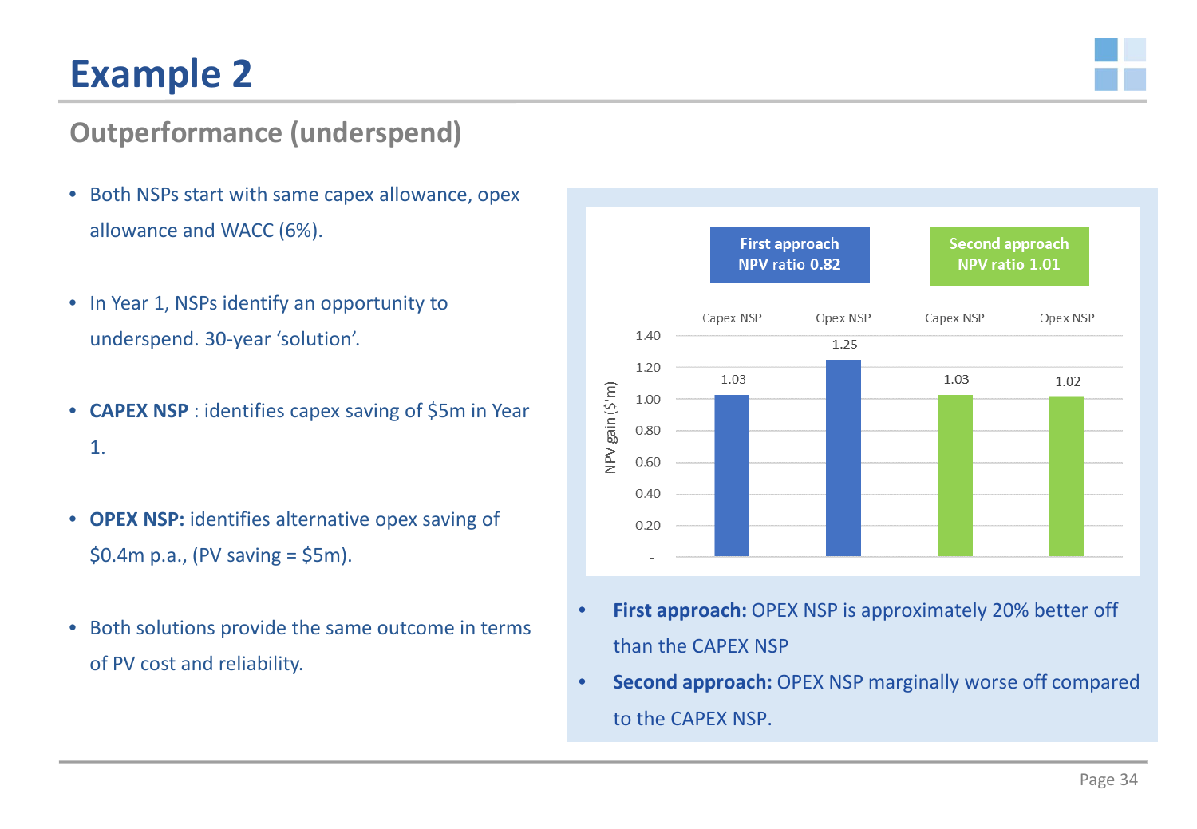# Example 2

## Outperformance (underspend)

- Both NSPs start with same capex allowance, opex allowance and WACC (6%).
- In Year 1, NSPs identify an opportunity to underspend. 30-year 'solution'.
- **CAPEX NSP** : identifies capex saving of $5m in Year 1.
- **OPEX NSP:** identifies alternative opex saving of $0.4m p.a., (PV saving = $5m).
- Both solutions provide the same outcome in terms of PV cost and reliability.

| | First approach NPV ratio 0.82 | | Second approach NPV ratio 1.01 | |
|---|---|---|---|---|
| | Capex NSP | Opex NSP | Capex NSP | Opex NSP |
| NPV gain ($'m) | 1.03 | 1.25 | 1.03 | 1.02 |

- **First approach:** OPEX NSP is approximately 20% better off than the CAPEX NSP
- **Second approach:** OPEX NSP marginally worse off compared to the CAPEX NSP.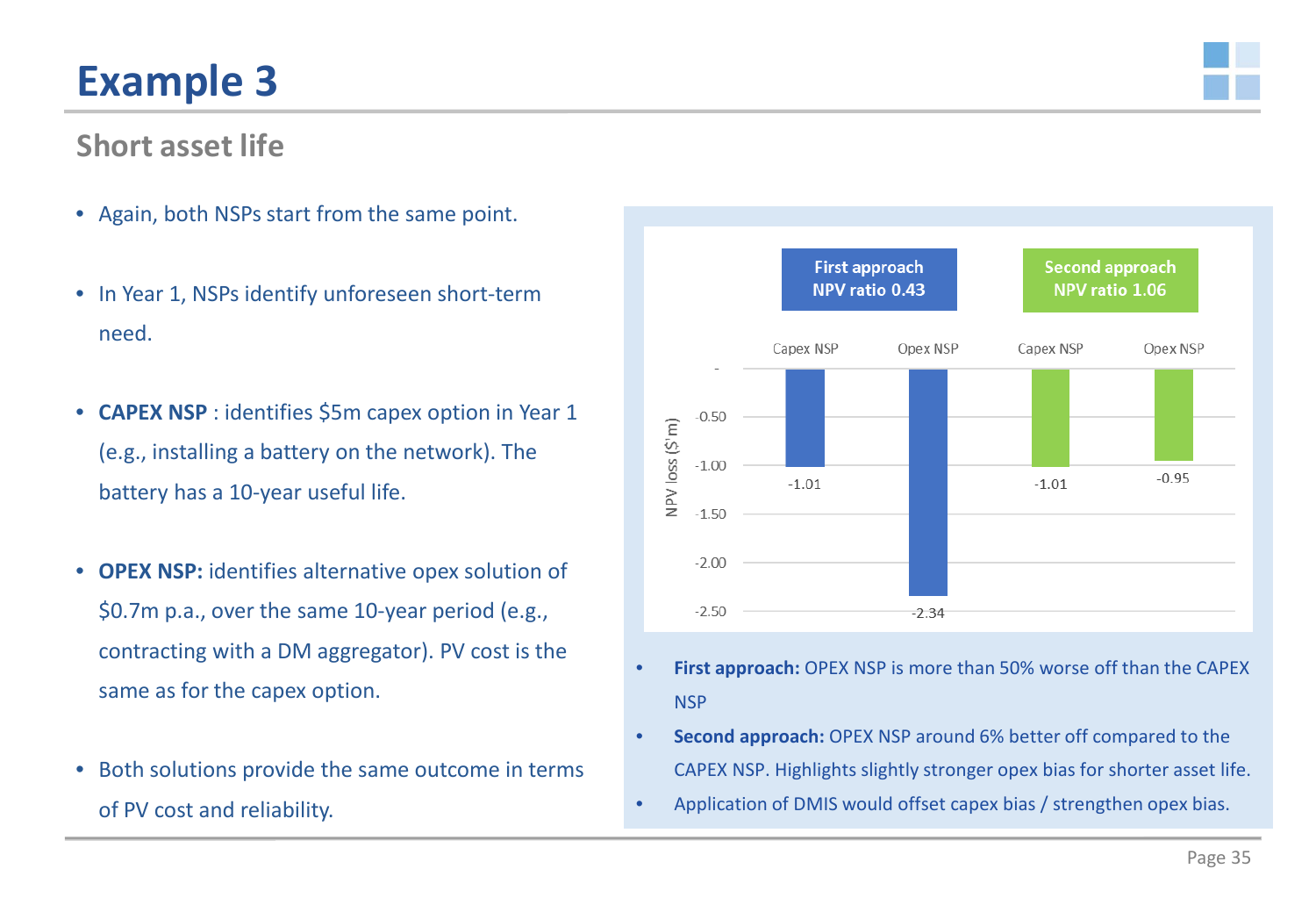# Example 3

## Short asset life

- Again, both NSPs start from the same point.
- In Year 1, NSPs identify unforeseen short-term need.
- **CAPEX NSP** : identifies $5m capex option in Year 1 (e.g., installing a battery on the network). The battery has a 10-year useful life.
- **OPEX NSP:** identifies alternative opex solution of $0.7m p.a., over the same 10-year period (e.g., contracting with a DM aggregator). PV cost is the same as for the capex option.
- Both solutions provide the same outcome in terms of PV cost and reliability.

**First approach** NPV ratio 0.43 | **Second approach** NPV ratio 1.06

| | First approach | | Second approach | |
|---|---|---|---|---|
| | Capex NSP | Opex NSP | Capex NSP | Opex NSP |
| NPV loss ($'m) | -1.01 | -2.34 | -1.01 | -0.95 |

- **First approach:** OPEX NSP is more than 50% worse off than the CAPEX NSP
- **Second approach:** OPEX NSP around 6% better off compared to the CAPEX NSP. Highlights slightly stronger opex bias for shorter asset life.
- Application of DMIS would offset capex bias / strengthen opex bias.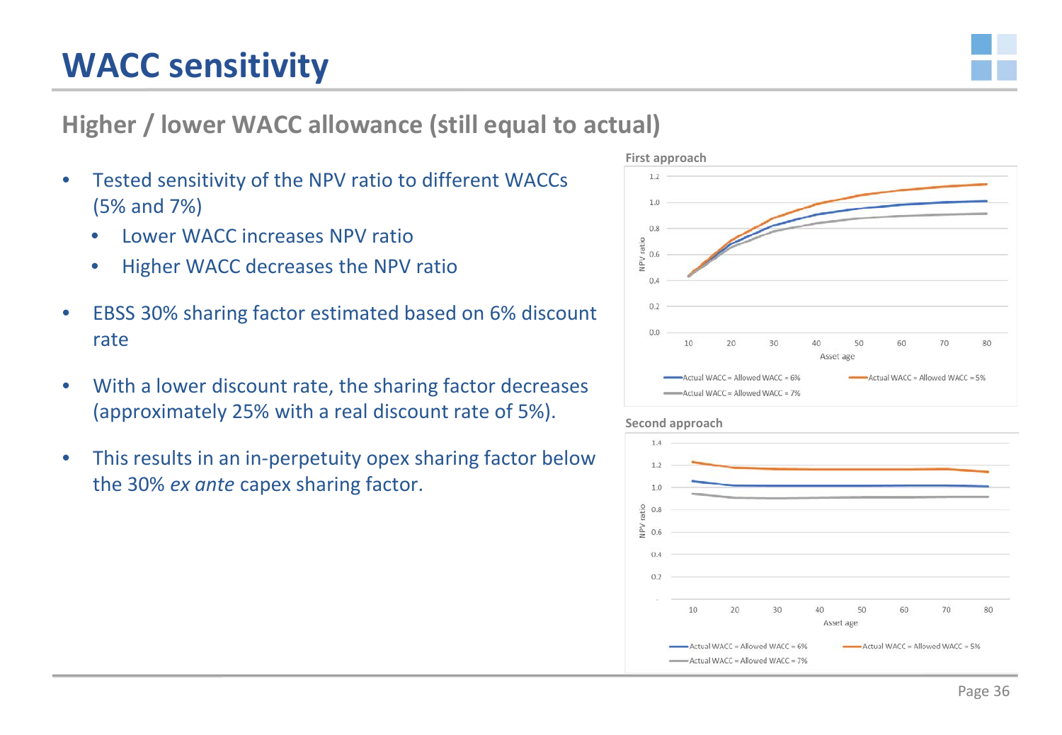# WACC sensitivity

## Higher / lower WACC allowance (still equal to actual)

- Tested sensitivity of the NPV ratio to different WACCs (5% and 7%)
  - Lower WACC increases NPV ratio
  - Higher WACC decreases the NPV ratio
- EBSS 30% sharing factor estimated based on 6% discount rate
- With a lower discount rate, the sharing factor decreases (approximately 25% with a real discount rate of 5%).
- This results in an in-perpetuity opex sharing factor below the 30% *ex ante* capex sharing factor.

**First approach**

**Second approach**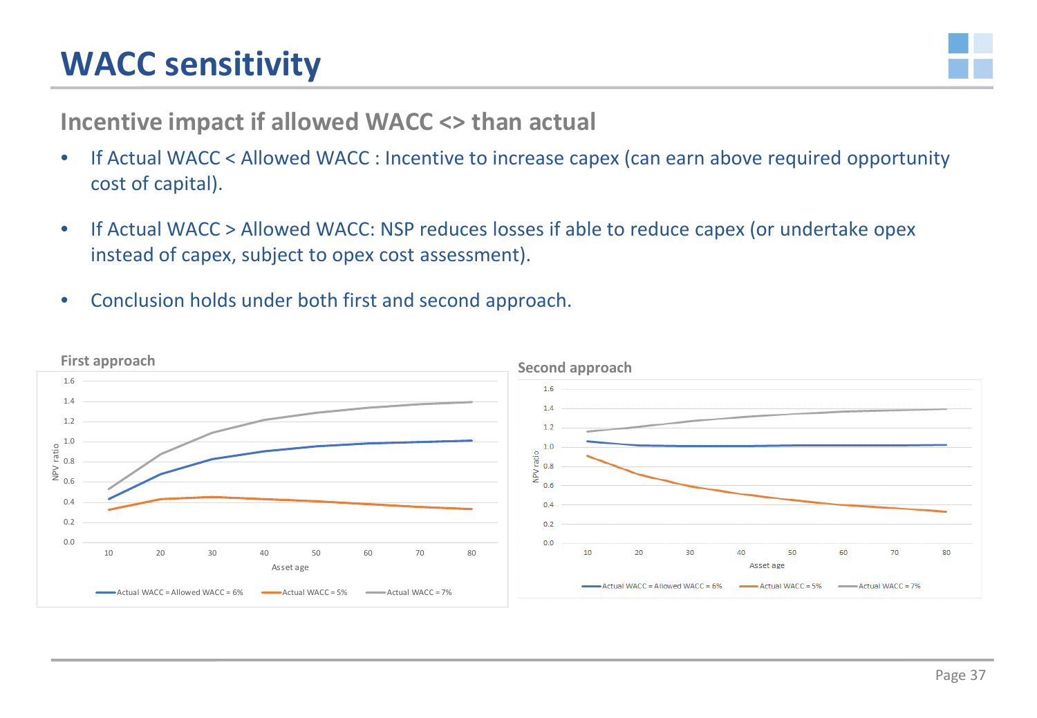# WACC sensitivity

## Incentive impact if allowed WACC <> than actual

- If Actual WACC < Allowed WACC : Incentive to increase capex (can earn above required opportunity cost of capital).
- If Actual WACC > Allowed WACC: NSP reduces losses if able to reduce capex (or undertake opex instead of capex, subject to opex cost assessment).
- Conclusion holds under both first and second approach.

**First approach**

**Second approach**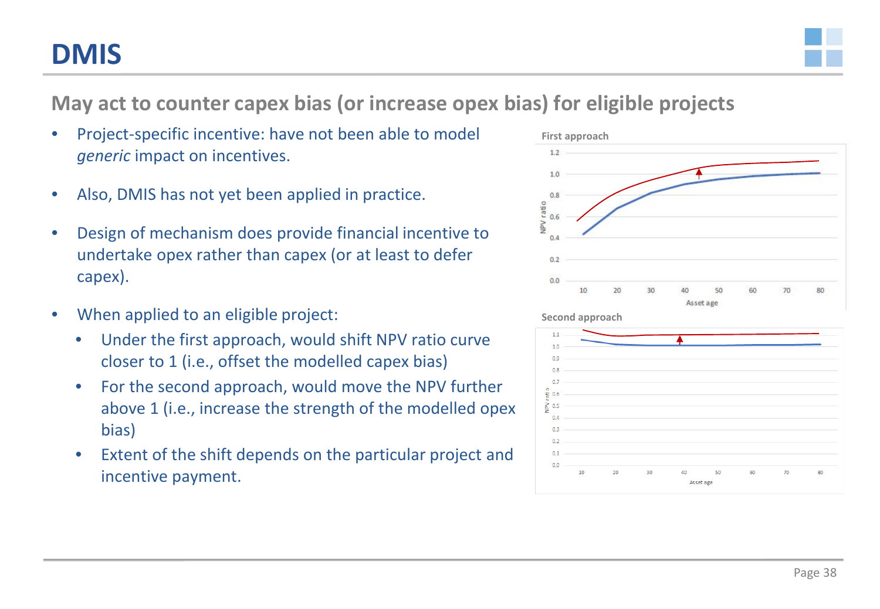# DMIS

## May act to counter capex bias (or increase opex bias) for eligible projects

- Project-specific incentive: have not been able to model *generic* impact on incentives.
- Also, DMIS has not yet been applied in practice.
- Design of mechanism does provide financial incentive to undertake opex rather than capex (or at least to defer capex).
- When applied to an eligible project:
  - Under the first approach, would shift NPV ratio curve closer to 1 (i.e., offset the modelled capex bias)
  - For the second approach, would move the NPV further above 1 (i.e., increase the strength of the modelled opex bias)
  - Extent of the shift depends on the particular project and incentive payment.

First approach

Second approach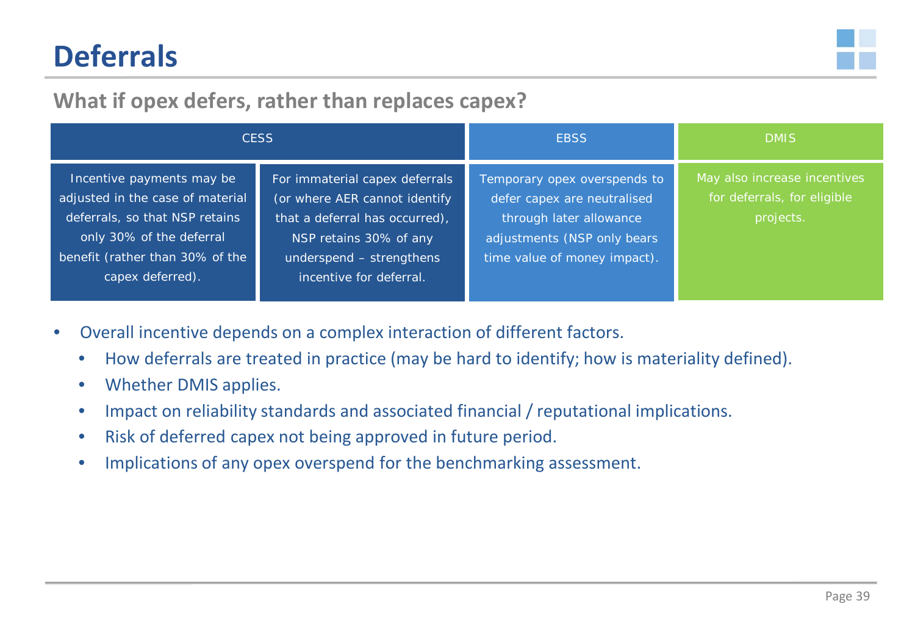# Deferrals

## What if opex defers, rather than replaces capex?

| CESS | | EBSS | DMIS |
|---|---|---|---|
| Incentive payments may be adjusted in the case of material deferrals, so that NSP retains only 30% of the deferral benefit (rather than 30% of the capex deferred). | For immaterial capex deferrals (or where AER cannot identify that a deferral has occurred), NSP retains 30% of any underspend – strengthens incentive for deferral. | Temporary opex overspends to defer capex are neutralised through later allowance adjustments (NSP only bears time value of money impact). | May also increase incentives for deferrals, for eligible projects. |

- Overall incentive depends on a complex interaction of different factors.
  - How deferrals are treated in practice (may be hard to identify; how is materiality defined).
  - Whether DMIS applies.
  - Impact on reliability standards and associated financial / reputational implications.
  - Risk of deferred capex not being approved in future period.
  - Implications of any opex overspend for the benchmarking assessment.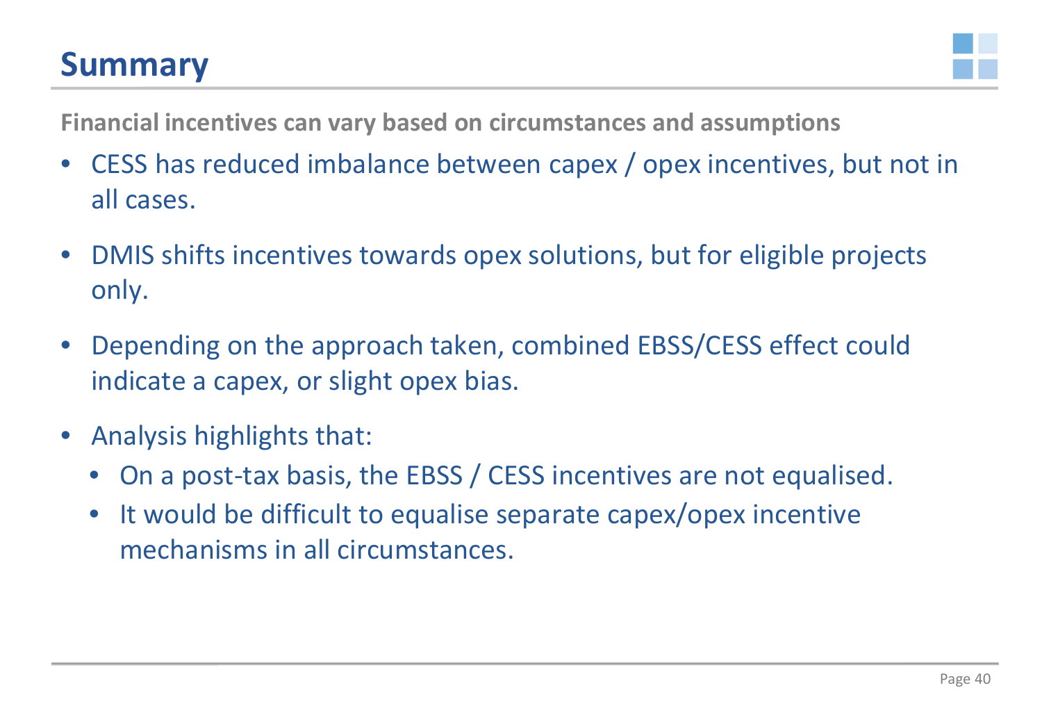# Summary

**Financial incentives can vary based on circumstances and assumptions**

- CESS has reduced imbalance between capex / opex incentives, but not in all cases.
- DMIS shifts incentives towards opex solutions, but for eligible projects only.
- Depending on the approach taken, combined EBSS/CESS effect could indicate a capex, or slight opex bias.
- Analysis highlights that:
  - On a post-tax basis, the EBSS / CESS incentives are not equalised.
  - It would be difficult to equalise separate capex/opex incentive mechanisms in all circumstances.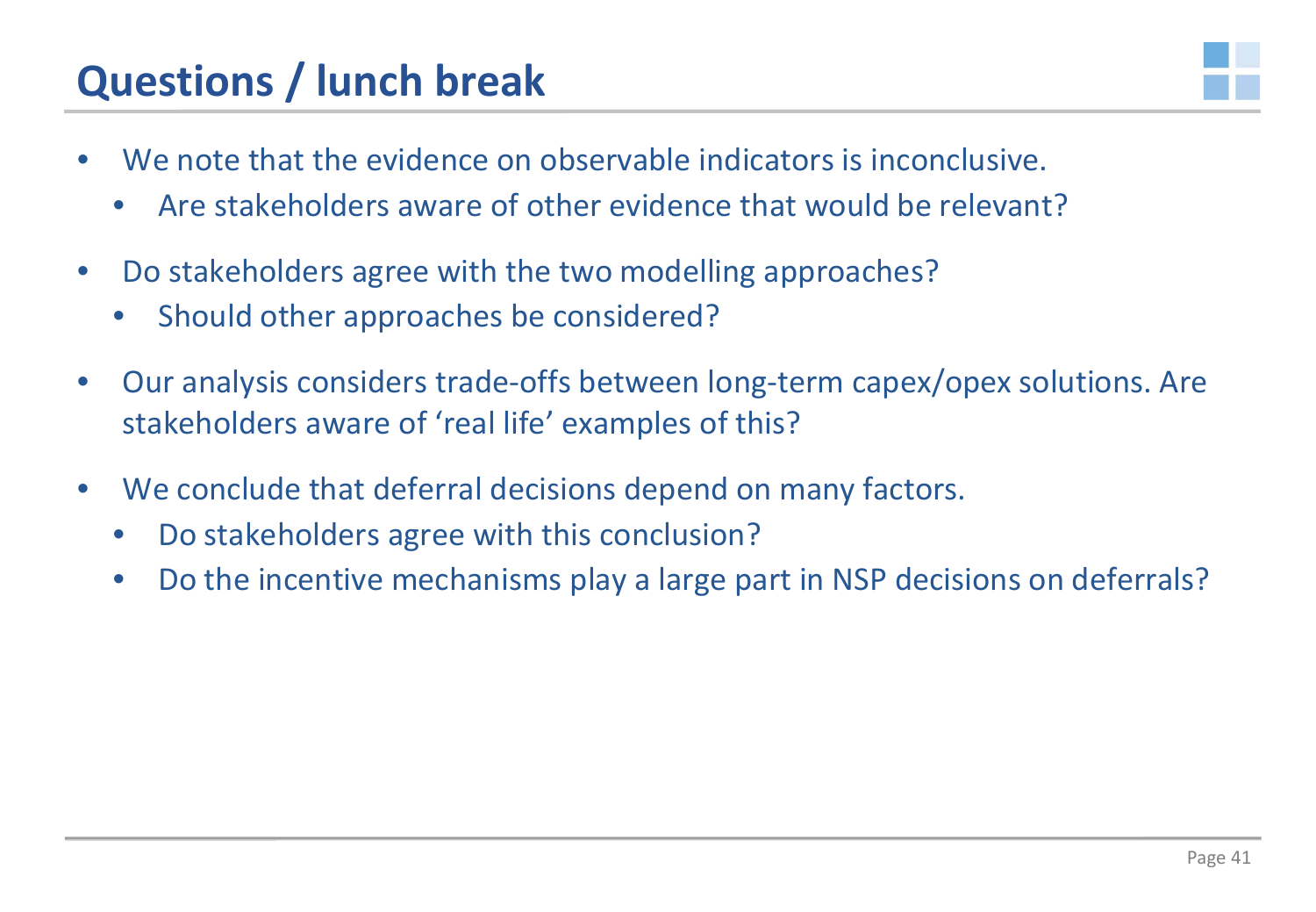# Questions / lunch break

- We note that the evidence on observable indicators is inconclusive.
  - Are stakeholders aware of other evidence that would be relevant?
- Do stakeholders agree with the two modelling approaches?
  - Should other approaches be considered?
- Our analysis considers trade-offs between long-term capex/opex solutions. Are stakeholders aware of 'real life' examples of this?
- We conclude that deferral decisions depend on many factors.
  - Do stakeholders agree with this conclusion?
  - Do the incentive mechanisms play a large part in NSP decisions on deferrals?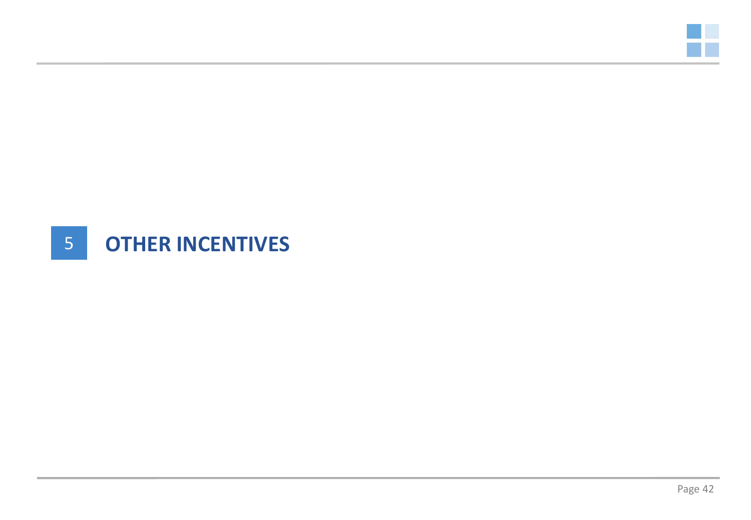# 5 OTHER INCENTIVES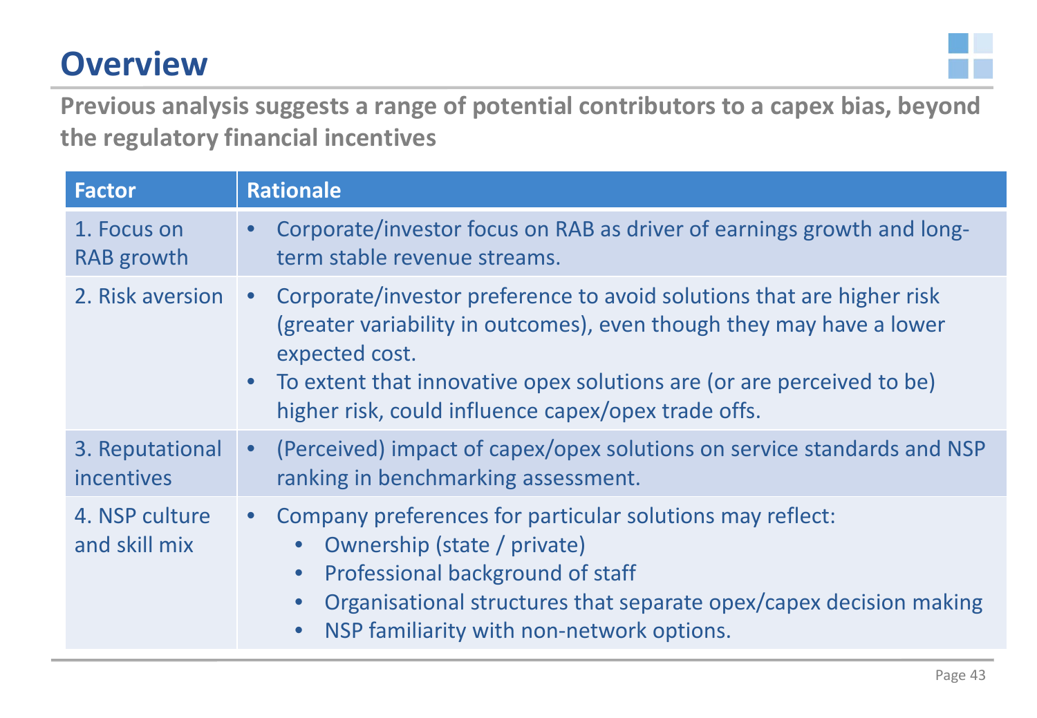# Overview

**Previous analysis suggests a range of potential contributors to a capex bias, beyond the regulatory financial incentives**

| Factor | Rationale |
|---|---|
| 1. Focus on RAB growth | • Corporate/investor focus on RAB as driver of earnings growth and long-term stable revenue streams. |
| 2. Risk aversion | • Corporate/investor preference to avoid solutions that are higher risk (greater variability in outcomes), even though they may have a lower expected cost.<br>• To extent that innovative opex solutions are (or are perceived to be) higher risk, could influence capex/opex trade offs. |
| 3. Reputational incentives | • (Perceived) impact of capex/opex solutions on service standards and NSP ranking in benchmarking assessment. |
| 4. NSP culture and skill mix | • Company preferences for particular solutions may reflect:<br>&nbsp;&nbsp;• Ownership (state / private)<br>&nbsp;&nbsp;• Professional background of staff<br>&nbsp;&nbsp;• Organisational structures that separate opex/capex decision making<br>&nbsp;&nbsp;• NSP familiarity with non-network options. |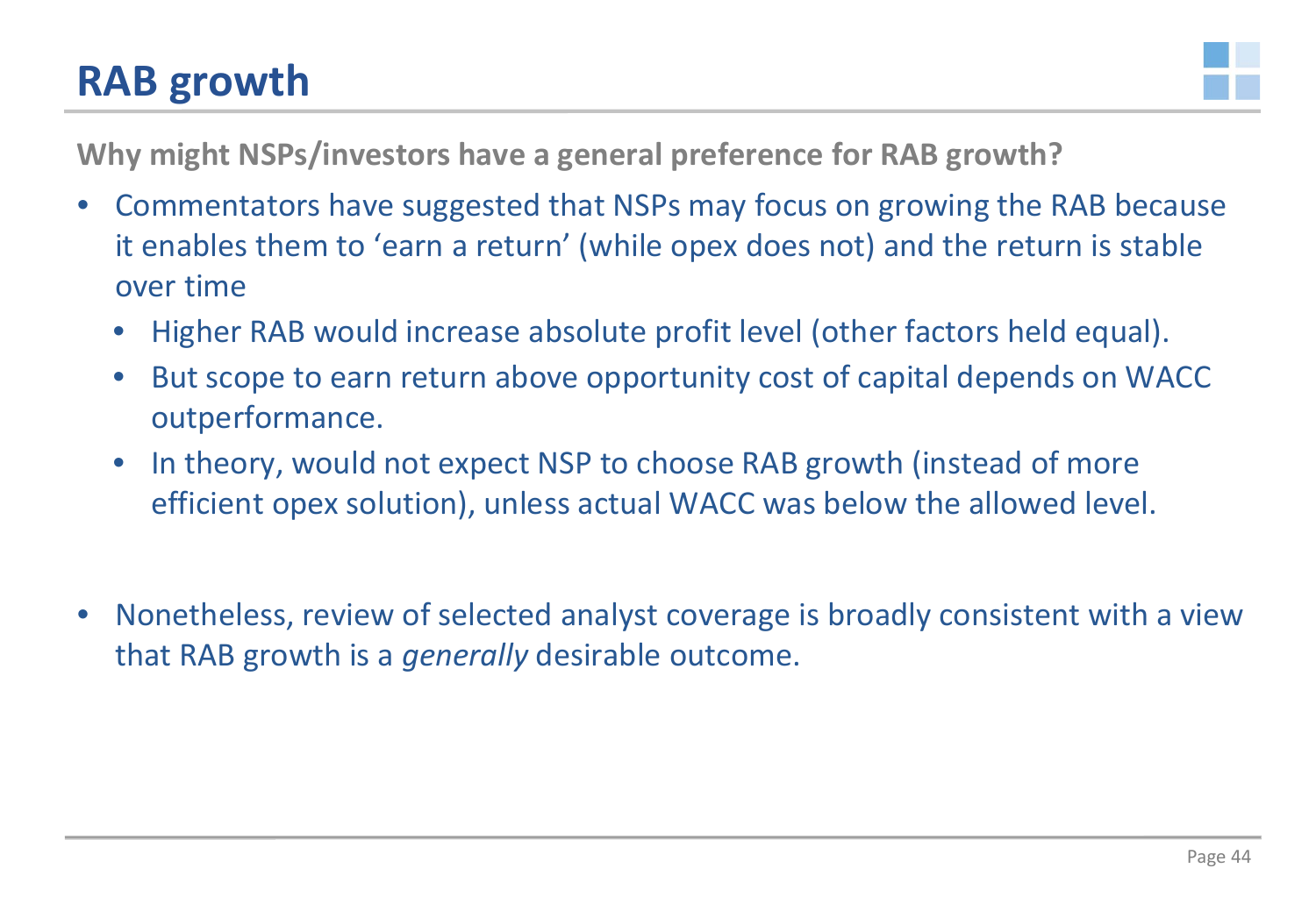# RAB growth

**Why might NSPs/investors have a general preference for RAB growth?**

- Commentators have suggested that NSPs may focus on growing the RAB because it enables them to 'earn a return' (while opex does not) and the return is stable over time
  - Higher RAB would increase absolute profit level (other factors held equal).
  - But scope to earn return above opportunity cost of capital depends on WACC outperformance.
  - In theory, would not expect NSP to choose RAB growth (instead of more efficient opex solution), unless actual WACC was below the allowed level.
- Nonetheless, review of selected analyst coverage is broadly consistent with a view that RAB growth is a *generally* desirable outcome.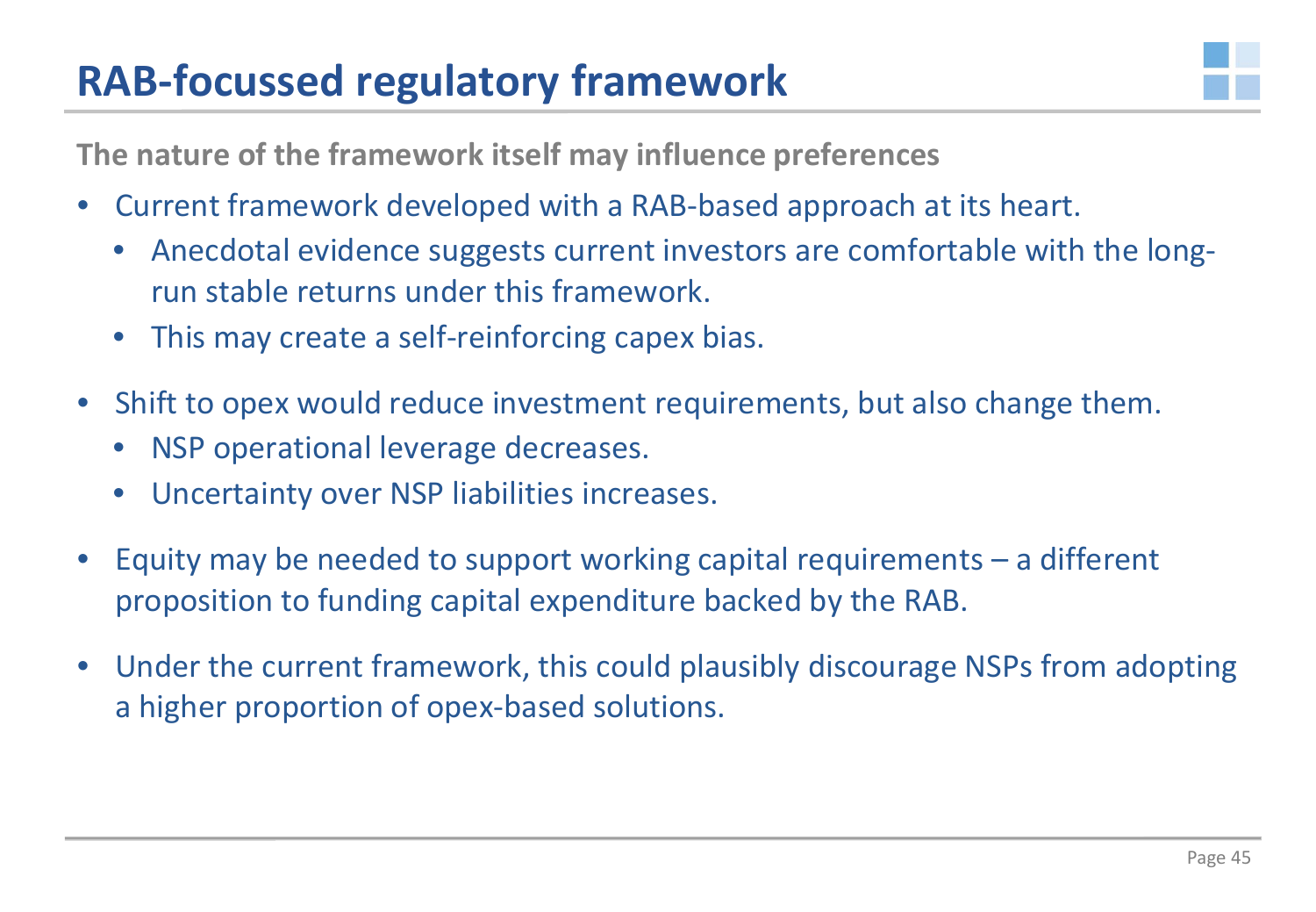# RAB-focussed regulatory framework

**The nature of the framework itself may influence preferences**

- Current framework developed with a RAB-based approach at its heart.
  - Anecdotal evidence suggests current investors are comfortable with the long-run stable returns under this framework.
  - This may create a self-reinforcing capex bias.
- Shift to opex would reduce investment requirements, but also change them.
  - NSP operational leverage decreases.
  - Uncertainty over NSP liabilities increases.
- Equity may be needed to support working capital requirements – a different proposition to funding capital expenditure backed by the RAB.
- Under the current framework, this could plausibly discourage NSPs from adopting a higher proportion of opex-based solutions.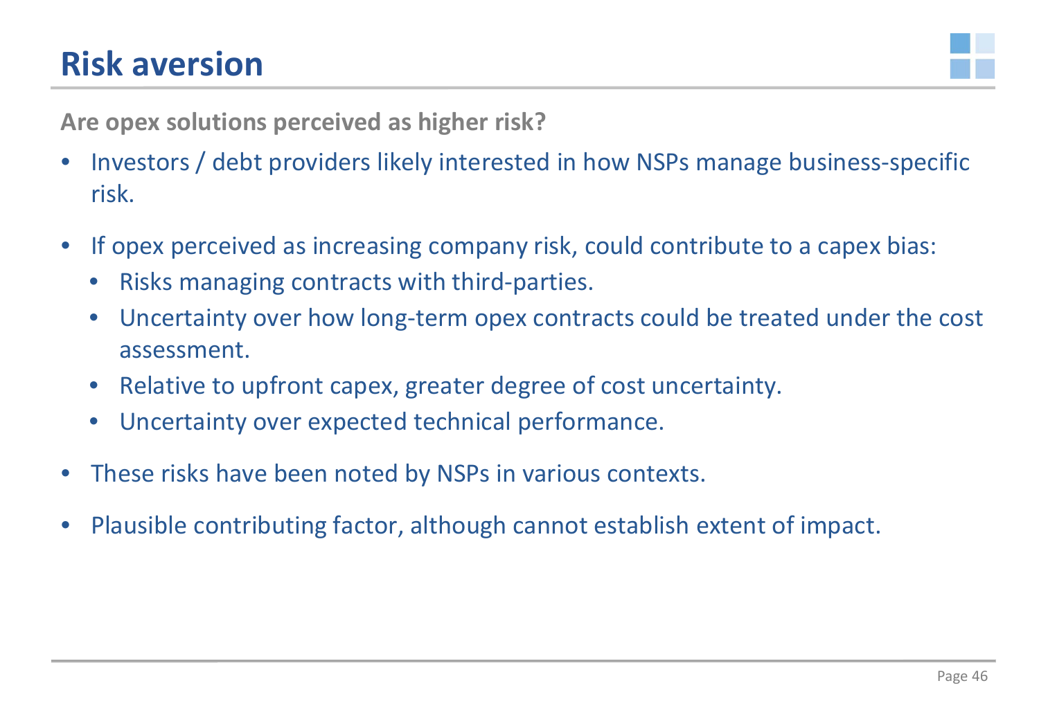# Risk aversion

**Are opex solutions perceived as higher risk?**

- Investors / debt providers likely interested in how NSPs manage business-specific risk.
- If opex perceived as increasing company risk, could contribute to a capex bias:
  - Risks managing contracts with third-parties.
  - Uncertainty over how long-term opex contracts could be treated under the cost assessment.
  - Relative to upfront capex, greater degree of cost uncertainty.
  - Uncertainty over expected technical performance.
- These risks have been noted by NSPs in various contexts.
- Plausible contributing factor, although cannot establish extent of impact.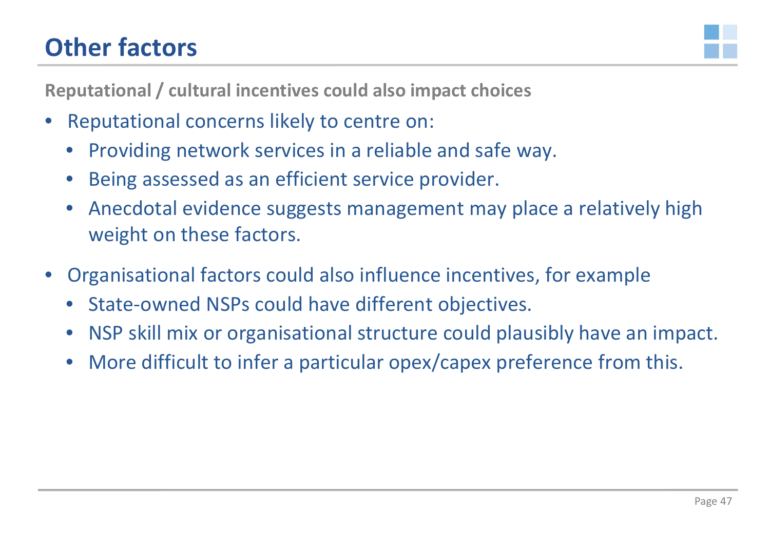# Other factors

**Reputational / cultural incentives could also impact choices**

- Reputational concerns likely to centre on:
  - Providing network services in a reliable and safe way.
  - Being assessed as an efficient service provider.
  - Anecdotal evidence suggests management may place a relatively high weight on these factors.
- Organisational factors could also influence incentives, for example
  - State-owned NSPs could have different objectives.
  - NSP skill mix or organisational structure could plausibly have an impact.
  - More difficult to infer a particular opex/capex preference from this.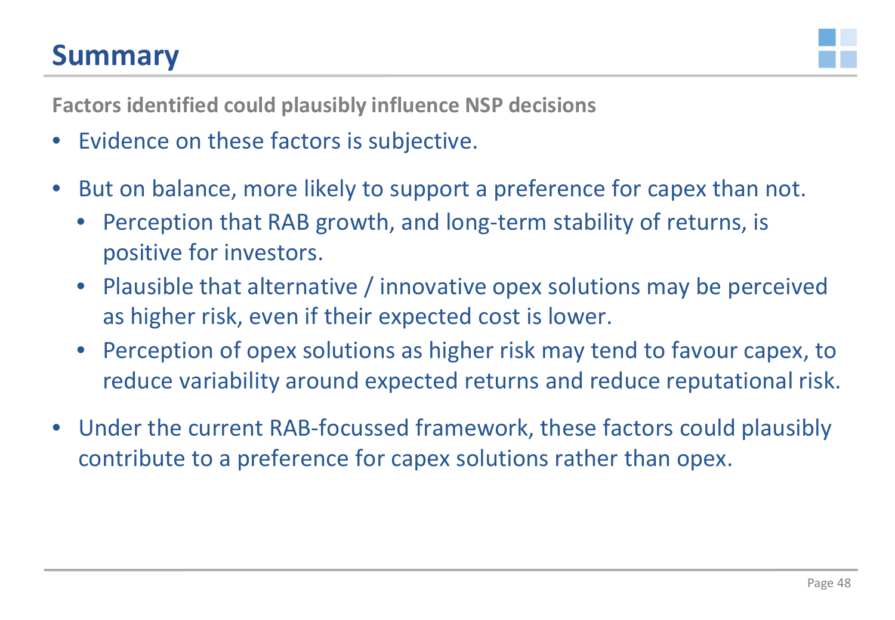# Summary

**Factors identified could plausibly influence NSP decisions**

- Evidence on these factors is subjective.
- But on balance, more likely to support a preference for capex than not.
  - Perception that RAB growth, and long-term stability of returns, is positive for investors.
  - Plausible that alternative / innovative opex solutions may be perceived as higher risk, even if their expected cost is lower.
  - Perception of opex solutions as higher risk may tend to favour capex, to reduce variability around expected returns and reduce reputational risk.
- Under the current RAB-focussed framework, these factors could plausibly contribute to a preference for capex solutions rather than opex.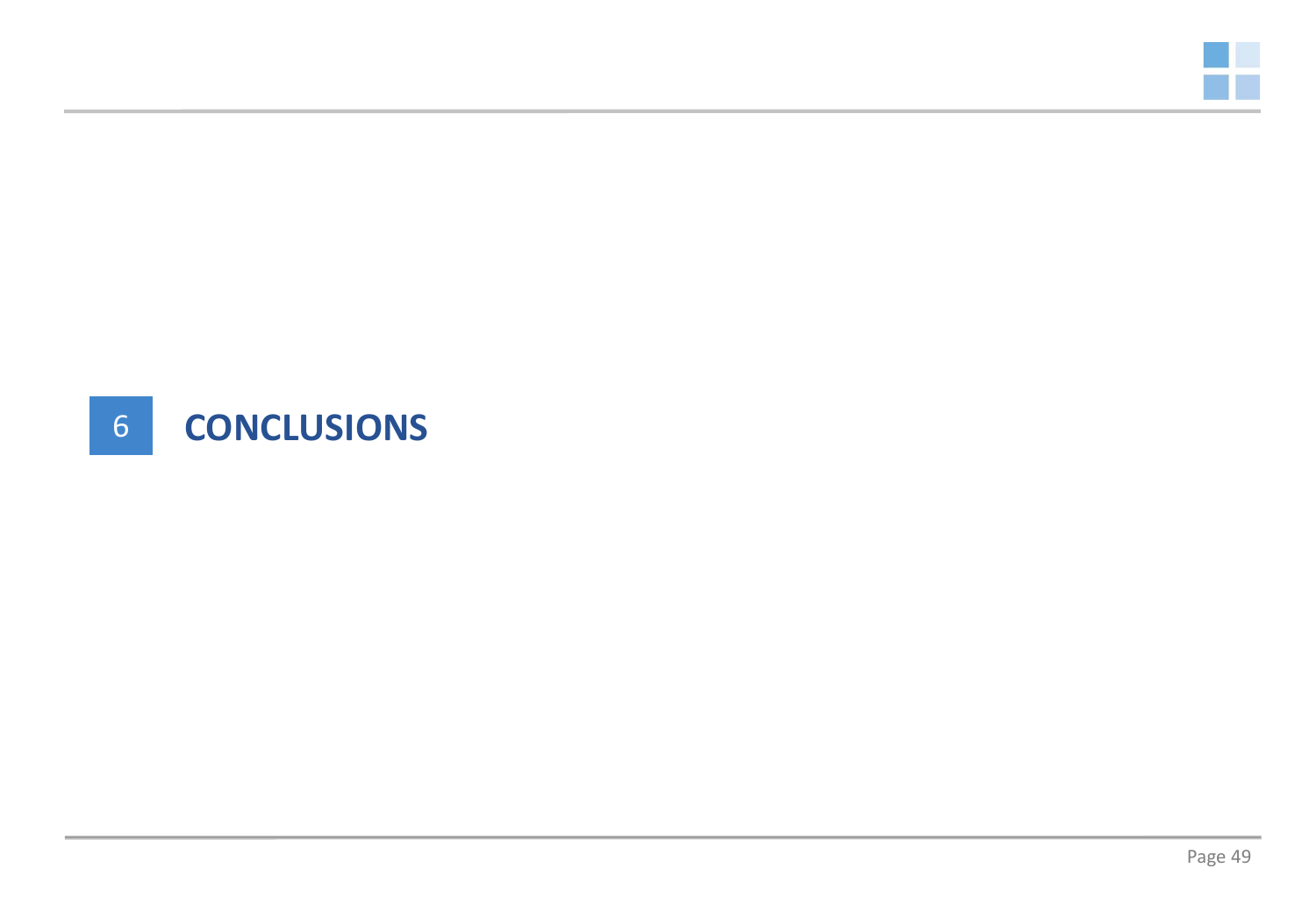# 6 CONCLUSIONS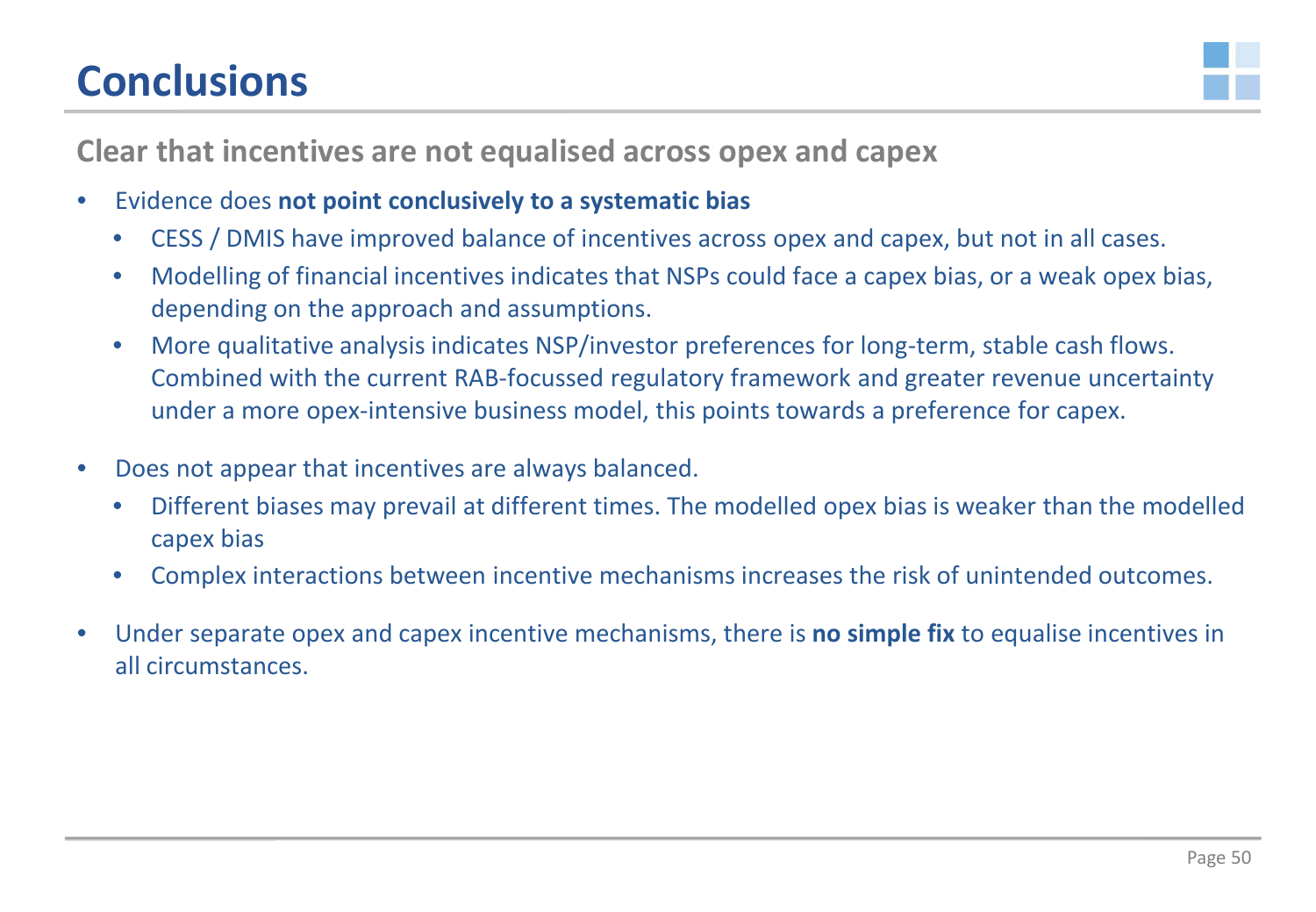# Conclusions

## Clear that incentives are not equalised across opex and capex

- Evidence does **not point conclusively to a systematic bias**
  - CESS / DMIS have improved balance of incentives across opex and capex, but not in all cases.
  - Modelling of financial incentives indicates that NSPs could face a capex bias, or a weak opex bias, depending on the approach and assumptions.
  - More qualitative analysis indicates NSP/investor preferences for long-term, stable cash flows. Combined with the current RAB-focussed regulatory framework and greater revenue uncertainty under a more opex-intensive business model, this points towards a preference for capex.
- Does not appear that incentives are always balanced.
  - Different biases may prevail at different times. The modelled opex bias is weaker than the modelled capex bias
  - Complex interactions between incentive mechanisms increases the risk of unintended outcomes.
- Under separate opex and capex incentive mechanisms, there is **no simple fix** to equalise incentives in all circumstances.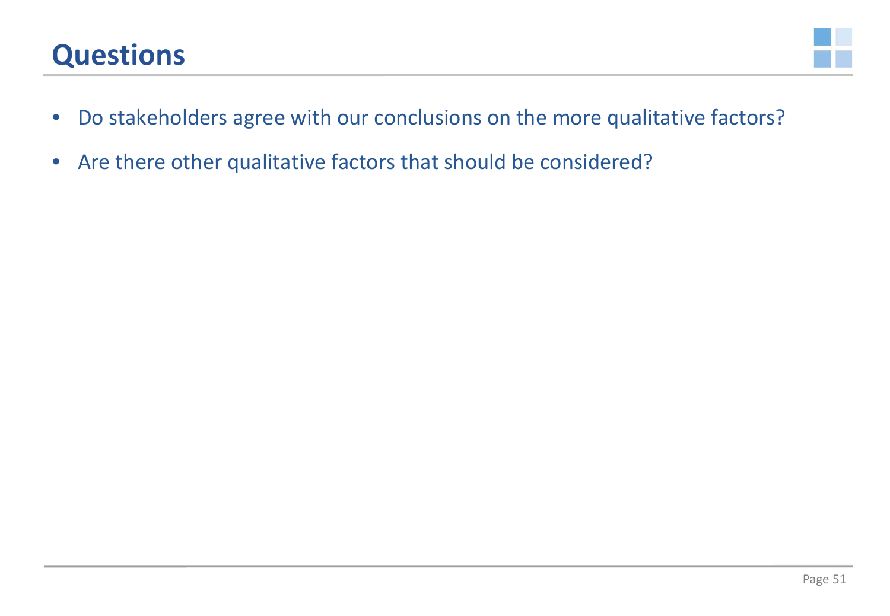# Questions

- Do stakeholders agree with our conclusions on the more qualitative factors?
- Are there other qualitative factors that should be considered?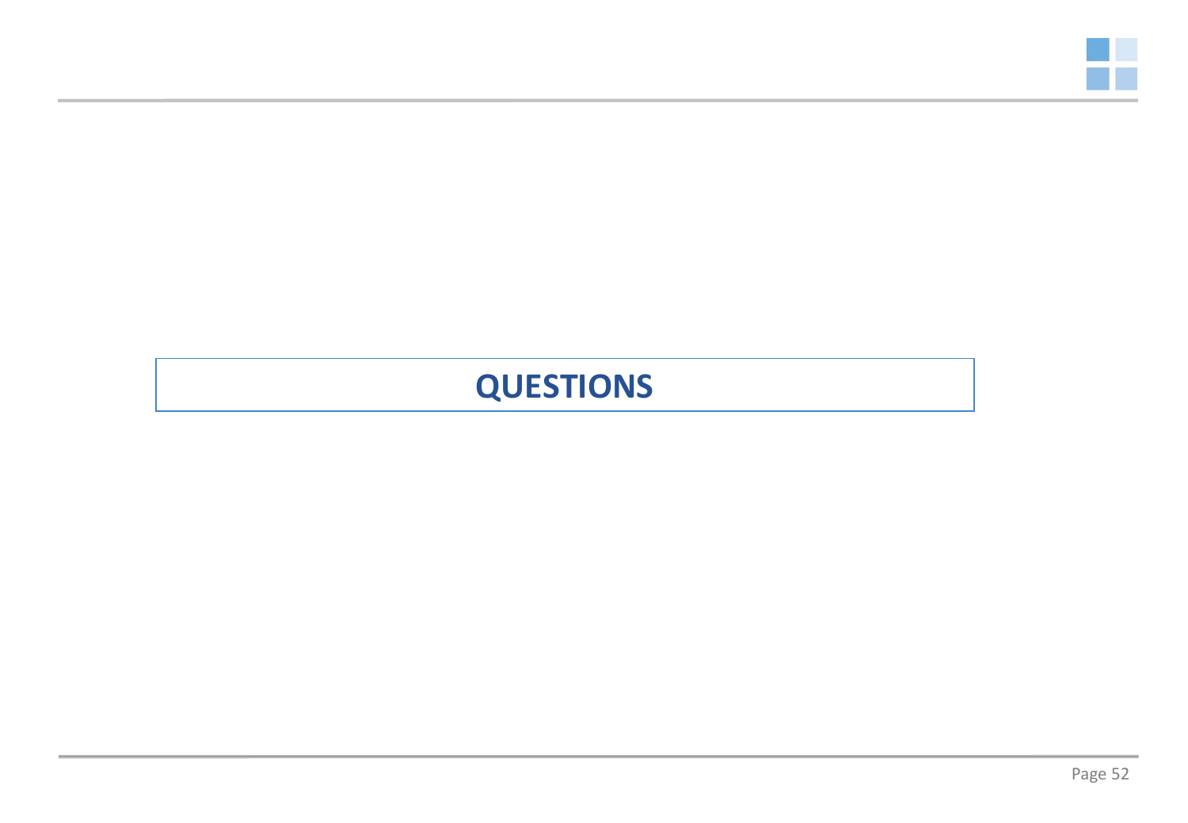# QUESTIONS